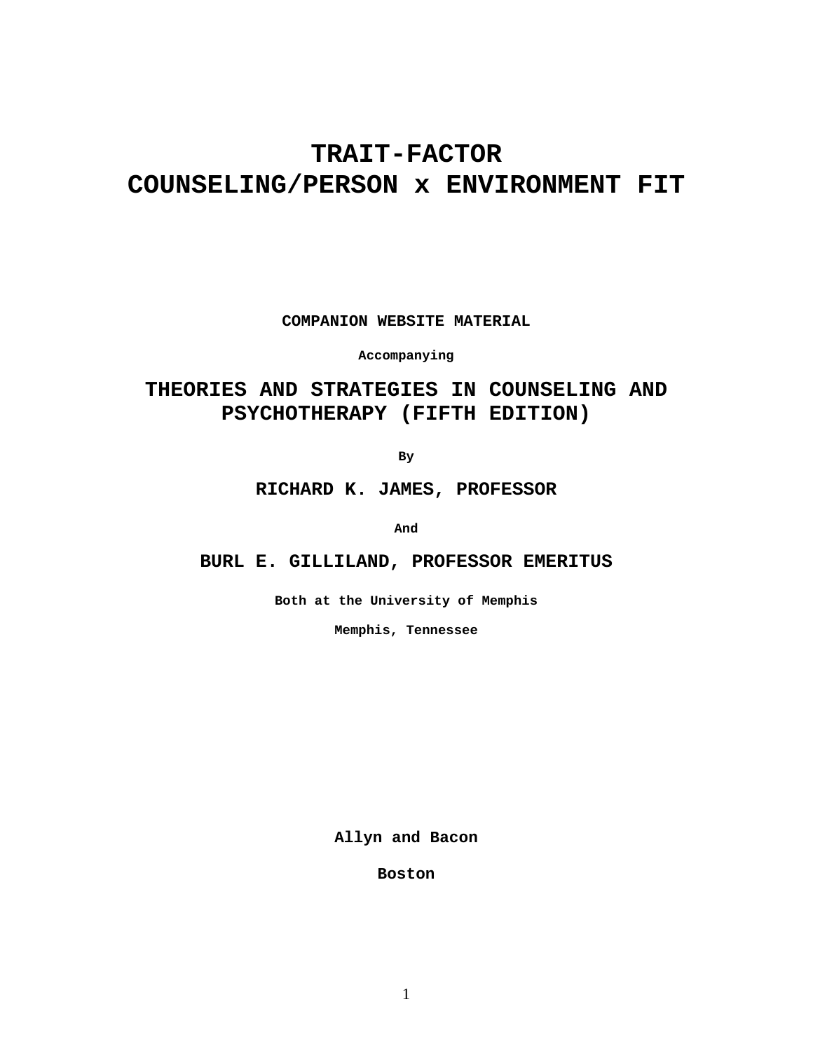# TRAIT-FACTOR COUNSELING/PERSON x ENVIRONMENT FIT

**COMPANION WEBSITE MATERIAL**

**Accompanying**

## THEORIES AND STRATEGIES IN COUNSELING AND PSYCHOTHERAPY (FIFTH EDITION)

**By**

**RICHARD K. JAMES, PROFESSOR**

**And**

**BURL E. GILLILAND, PROFESSOR EMERITUS**

**Both at the University of Memphis**

**Memphis, Tennessee**

**Allyn and Bacon**

**Boston**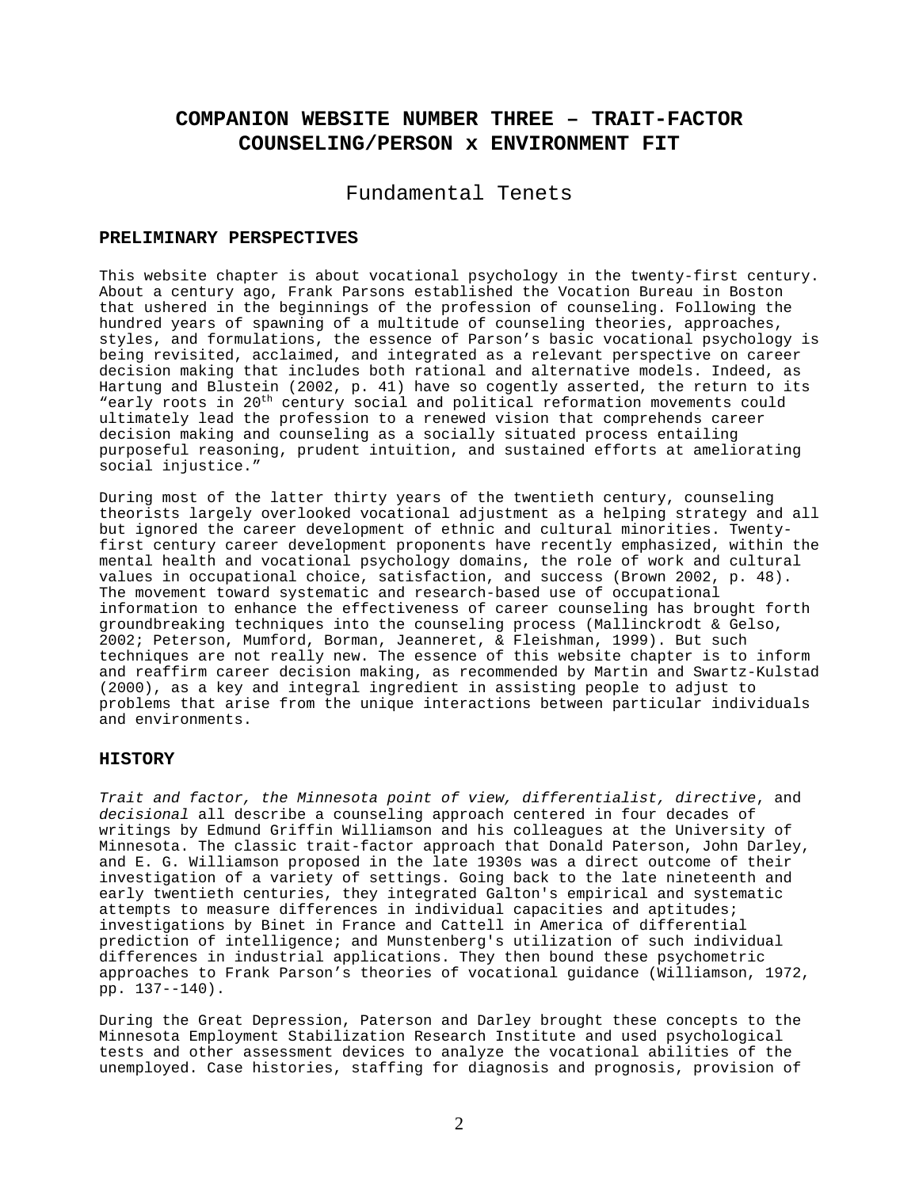# COMPANION WEBSITE NUMBER THREE – TRAIT-FACTOR COUNSELING/PERSON x ENVIRONMENT FIT

## Fundamental Tenets

### PRELIMINARY PERSPECTIVES

This website chapter is about vocational psychology in the twenty-first century. About a century ago, Frank Parsons established the Vocation Bureau in Boston that ushered in the beginnings of the profession of counseling. Following the hundred years of spawning of a multitude of counseling theories, approaches, styles, and formulations, the essence of Parson's basic vocational psychology is being revisited, acclaimed, and integrated as a relevant perspective on career decision making that includes both rational and alternative models. Indeed, as Hartung and Blustein (2002, p. 41) have so cogently asserted, the return to its "early roots in 20th century social and political reformation movements could ultimately lead the profession to a renewed vision that comprehends career decision making and counseling as a socially situated process entailing purposeful reasoning, prudent intuition, and sustained efforts at ameliorating social injustice."

During most of the latter thirty years of the twentieth century, counseling theorists largely overlooked vocational adjustment as a helping strategy and all but ignored the career development of ethnic and cultural minorities. Twenty-first century career development proponents have recently emphasized, within the mental health and vocational psychology domains, the role of work and cultural values in occupational choice, satisfaction, and success (Brown 2002, p. 48). The movement toward systematic and research-based use of occupational information to enhance the effectiveness of career counseling has brought forth groundbreaking techniques into the counseling process (Mallinckrodt & Gelso, 2002; Peterson, Mumford, Borman, Jeanneret, & Fleishman, 1999). But such techniques are not really new. The essence of this website chapter is to inform and reaffirm career decision making, as recommended by Martin and Swartz-Kulstad (2000), as a key and integral ingredient in assisting people to adjust to problems that arise from the unique interactions between particular individuals and environments.

### HISTORY

*Trait and factor, the Minnesota point of view, differentialist, directive*, and *decisional* all describe a counseling approach centered in four decades of writings by Edmund Griffin Williamson and his colleagues at the University of Minnesota. The classic trait-factor approach that Donald Paterson, John Darley, and E. G. Williamson proposed in the late 1930s was a direct outcome of their investigation of a variety of settings. Going back to the late nineteenth and early twentieth centuries, they integrated Galton's empirical and systematic attempts to measure differences in individual capacities and aptitudes; investigations by Binet in France and Cattell in America of differential prediction of intelligence; and Munstenberg's utilization of such individual differences in industrial applications. They then bound these psychometric approaches to Frank Parson's theories of vocational guidance (Williamson, 1972, pp. 137--140).

During the Great Depression, Paterson and Darley brought these concepts to the Minnesota Employment Stabilization Research Institute and used psychological tests and other assessment devices to analyze the vocational abilities of the unemployed. Case histories, staffing for diagnosis and prognosis, provision of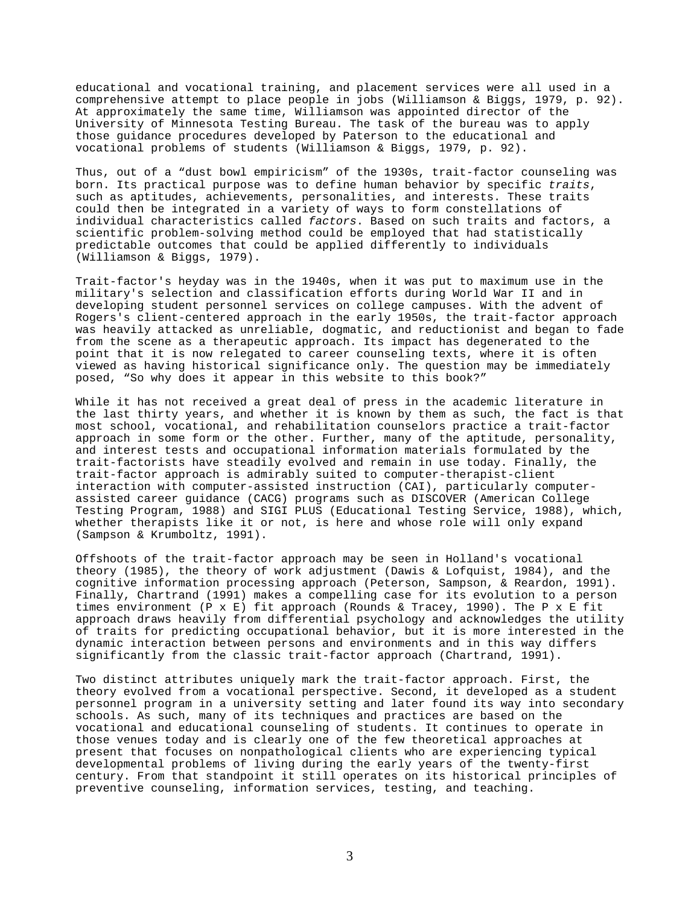educational and vocational training, and placement services were all used in a comprehensive attempt to place people in jobs (Williamson & Biggs, 1979, p. 92). At approximately the same time, Williamson was appointed director of the University of Minnesota Testing Bureau. The task of the bureau was to apply those guidance procedures developed by Paterson to the educational and vocational problems of students (Williamson & Biggs, 1979, p. 92).

Thus, out of a "dust bowl empiricism" of the 1930s, trait-factor counseling was born. Its practical purpose was to define human behavior by specific *traits*, such as aptitudes, achievements, personalities, and interests. These traits could then be integrated in a variety of ways to form constellations of individual characteristics called *factors*. Based on such traits and factors, a scientific problem-solving method could be employed that had statistically predictable outcomes that could be applied differently to individuals (Williamson & Biggs, 1979).

Trait-factor's heyday was in the 1940s, when it was put to maximum use in the military's selection and classification efforts during World War II and in developing student personnel services on college campuses. With the advent of Rogers's client-centered approach in the early 1950s, the trait-factor approach was heavily attacked as unreliable, dogmatic, and reductionist and began to fade from the scene as a therapeutic approach. Its impact has degenerated to the point that it is now relegated to career counseling texts, where it is often viewed as having historical significance only. The question may be immediately posed, "So why does it appear in this website to this book?"

While it has not received a great deal of press in the academic literature in the last thirty years, and whether it is known by them as such, the fact is that most school, vocational, and rehabilitation counselors practice a trait-factor approach in some form or the other. Further, many of the aptitude, personality, and interest tests and occupational information materials formulated by the trait-factorists have steadily evolved and remain in use today. Finally, the trait-factor approach is admirably suited to computer-therapist-client interaction with computer-assisted instruction (CAI), particularly computer-assisted career guidance (CACG) programs such as DISCOVER (American College Testing Program, 1988) and SIGI PLUS (Educational Testing Service, 1988), which, whether therapists like it or not, is here and whose role will only expand (Sampson & Krumboltz, 1991).

Offshoots of the trait-factor approach may be seen in Holland's vocational theory (1985), the theory of work adjustment (Dawis & Lofquist, 1984), and the cognitive information processing approach (Peterson, Sampson, & Reardon, 1991). Finally, Chartrand (1991) makes a compelling case for its evolution to a person times environment (P x E) fit approach (Rounds & Tracey, 1990). The P x E fit approach draws heavily from differential psychology and acknowledges the utility of traits for predicting occupational behavior, but it is more interested in the dynamic interaction between persons and environments and in this way differs significantly from the classic trait-factor approach (Chartrand, 1991).

Two distinct attributes uniquely mark the trait-factor approach. First, the theory evolved from a vocational perspective. Second, it developed as a student personnel program in a university setting and later found its way into secondary schools. As such, many of its techniques and practices are based on the vocational and educational counseling of students. It continues to operate in those venues today and is clearly one of the few theoretical approaches at present that focuses on nonpathological clients who are experiencing typical developmental problems of living during the early years of the twenty-first century. From that standpoint it still operates on its historical principles of preventive counseling, information services, testing, and teaching.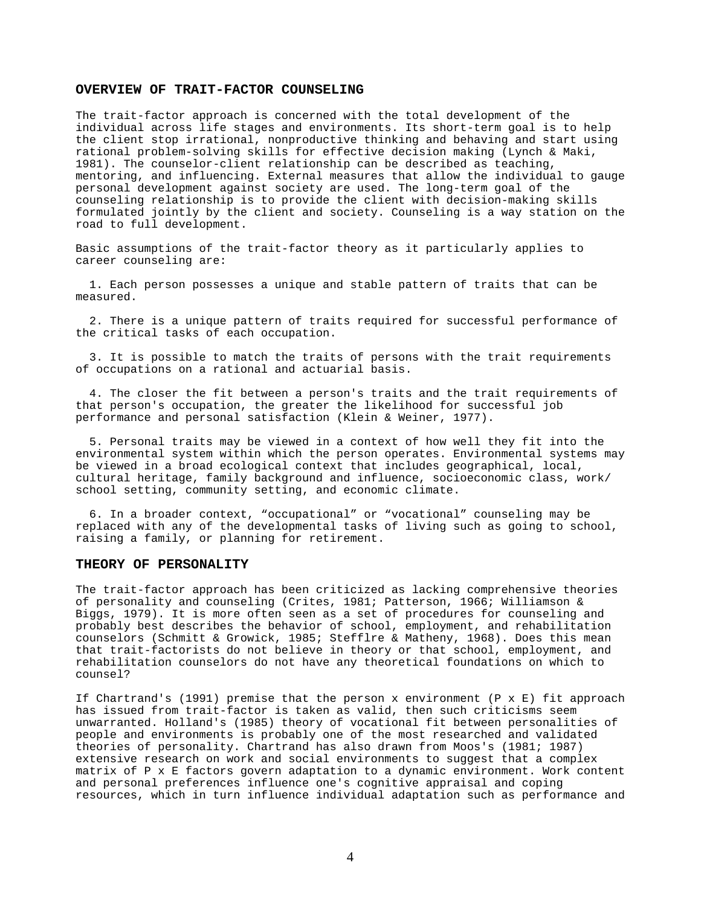## OVERVIEW OF TRAIT-FACTOR COUNSELING

The trait-factor approach is concerned with the total development of the individual across life stages and environments. Its short-term goal is to help the client stop irrational, nonproductive thinking and behaving and start using rational problem-solving skills for effective decision making (Lynch & Maki, 1981). The counselor-client relationship can be described as teaching, mentoring, and influencing. External measures that allow the individual to gauge personal development against society are used. The long-term goal of the counseling relationship is to provide the client with decision-making skills formulated jointly by the client and society. Counseling is a way station on the road to full development.

Basic assumptions of the trait-factor theory as it particularly applies to career counseling are:

1. Each person possesses a unique and stable pattern of traits that can be measured.

2. There is a unique pattern of traits required for successful performance of the critical tasks of each occupation.

3. It is possible to match the traits of persons with the trait requirements of occupations on a rational and actuarial basis.

4. The closer the fit between a person's traits and the trait requirements of that person's occupation, the greater the likelihood for successful job performance and personal satisfaction (Klein & Weiner, 1977).

5. Personal traits may be viewed in a context of how well they fit into the environmental system within which the person operates. Environmental systems may be viewed in a broad ecological context that includes geographical, local, cultural heritage, family background and influence, socioeconomic class, work/ school setting, community setting, and economic climate.

6. In a broader context, "occupational" or "vocational" counseling may be replaced with any of the developmental tasks of living such as going to school, raising a family, or planning for retirement.

## THEORY OF PERSONALITY

The trait-factor approach has been criticized as lacking comprehensive theories of personality and counseling (Crites, 1981; Patterson, 1966; Williamson & Biggs, 1979). It is more often seen as a set of procedures for counseling and probably best describes the behavior of school, employment, and rehabilitation counselors (Schmitt & Growick, 1985; Stefflre & Matheny, 1968). Does this mean that trait-factorists do not believe in theory or that school, employment, and rehabilitation counselors do not have any theoretical foundations on which to counsel?

If Chartrand's (1991) premise that the person x environment (P x E) fit approach has issued from trait-factor is taken as valid, then such criticisms seem unwarranted. Holland's (1985) theory of vocational fit between personalities of people and environments is probably one of the most researched and validated theories of personality. Chartrand has also drawn from Moos's (1981; 1987) extensive research on work and social environments to suggest that a complex matrix of P x E factors govern adaptation to a dynamic environment. Work content and personal preferences influence one's cognitive appraisal and coping resources, which in turn influence individual adaptation such as performance and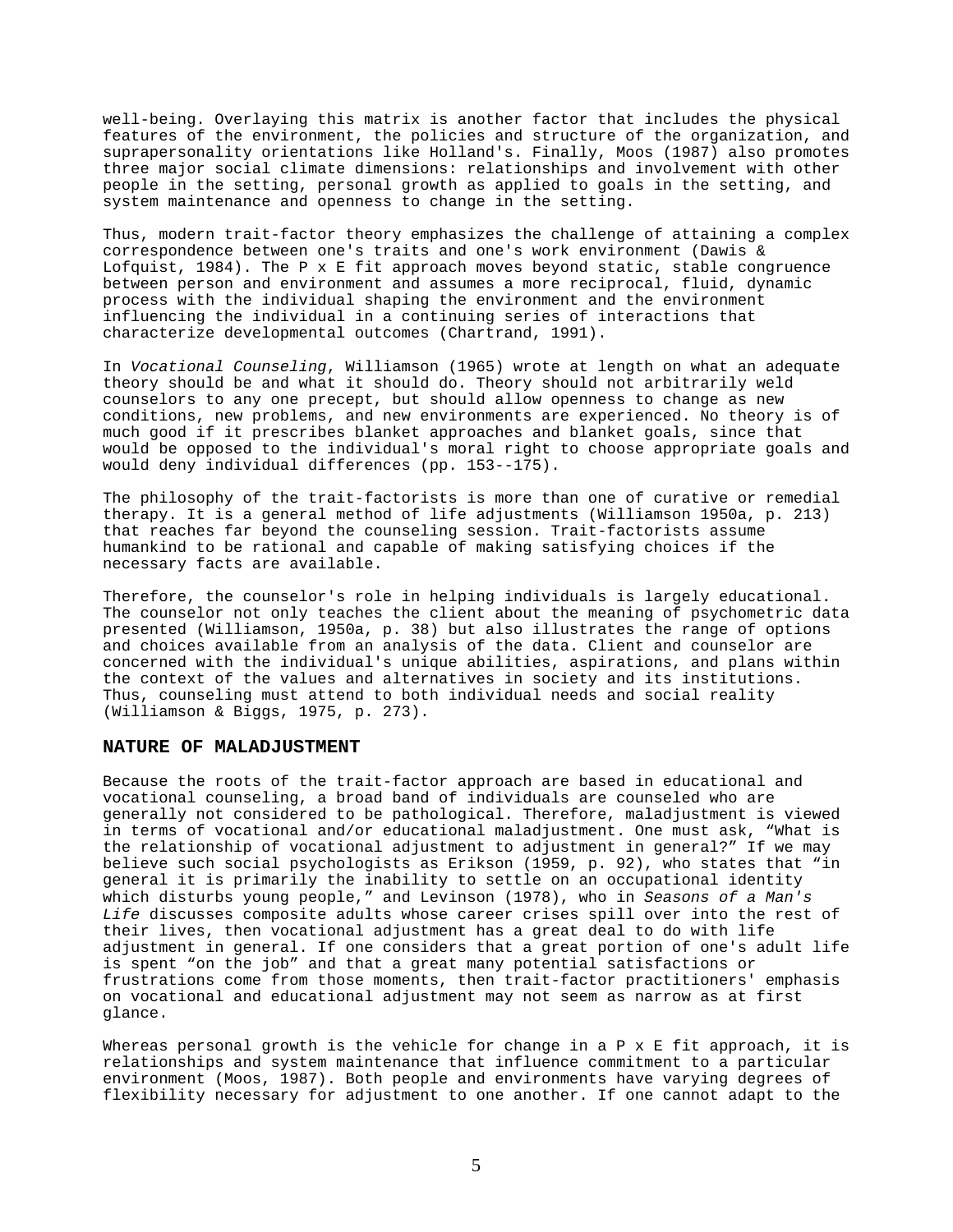well-being. Overlaying this matrix is another factor that includes the physical features of the environment, the policies and structure of the organization, and suprapersonality orientations like Holland's. Finally, Moos (1987) also promotes three major social climate dimensions: relationships and involvement with other people in the setting, personal growth as applied to goals in the setting, and system maintenance and openness to change in the setting.

Thus, modern trait-factor theory emphasizes the challenge of attaining a complex correspondence between one's traits and one's work environment (Dawis & Lofquist, 1984). The P x E fit approach moves beyond static, stable congruence between person and environment and assumes a more reciprocal, fluid, dynamic process with the individual shaping the environment and the environment influencing the individual in a continuing series of interactions that characterize developmental outcomes (Chartrand, 1991).

In *Vocational Counseling*, Williamson (1965) wrote at length on what an adequate theory should be and what it should do. Theory should not arbitrarily weld counselors to any one precept, but should allow openness to change as new conditions, new problems, and new environments are experienced. No theory is of much good if it prescribes blanket approaches and blanket goals, since that would be opposed to the individual's moral right to choose appropriate goals and would deny individual differences (pp. 153--175).

The philosophy of the trait-factorists is more than one of curative or remedial therapy. It is a general method of life adjustments (Williamson 1950a, p. 213) that reaches far beyond the counseling session. Trait-factorists assume humankind to be rational and capable of making satisfying choices if the necessary facts are available.

Therefore, the counselor's role in helping individuals is largely educational. The counselor not only teaches the client about the meaning of psychometric data presented (Williamson, 1950a, p. 38) but also illustrates the range of options and choices available from an analysis of the data. Client and counselor are concerned with the individual's unique abilities, aspirations, and plans within the context of the values and alternatives in society and its institutions. Thus, counseling must attend to both individual needs and social reality (Williamson & Biggs, 1975, p. 273).

## NATURE OF MALADJUSTMENT

Because the roots of the trait-factor approach are based in educational and vocational counseling, a broad band of individuals are counseled who are generally not considered to be pathological. Therefore, maladjustment is viewed in terms of vocational and/or educational maladjustment. One must ask, "What is the relationship of vocational adjustment to adjustment in general?" If we may believe such social psychologists as Erikson (1959, p. 92), who states that "in general it is primarily the inability to settle on an occupational identity which disturbs young people," and Levinson (1978), who in *Seasons of a Man's Life* discusses composite adults whose career crises spill over into the rest of their lives, then vocational adjustment has a great deal to do with life adjustment in general. If one considers that a great portion of one's adult life is spent "on the job" and that a great many potential satisfactions or frustrations come from those moments, then trait-factor practitioners' emphasis on vocational and educational adjustment may not seem as narrow as at first glance.

Whereas personal growth is the vehicle for change in a P x E fit approach, it is relationships and system maintenance that influence commitment to a particular environment (Moos, 1987). Both people and environments have varying degrees of flexibility necessary for adjustment to one another. If one cannot adapt to the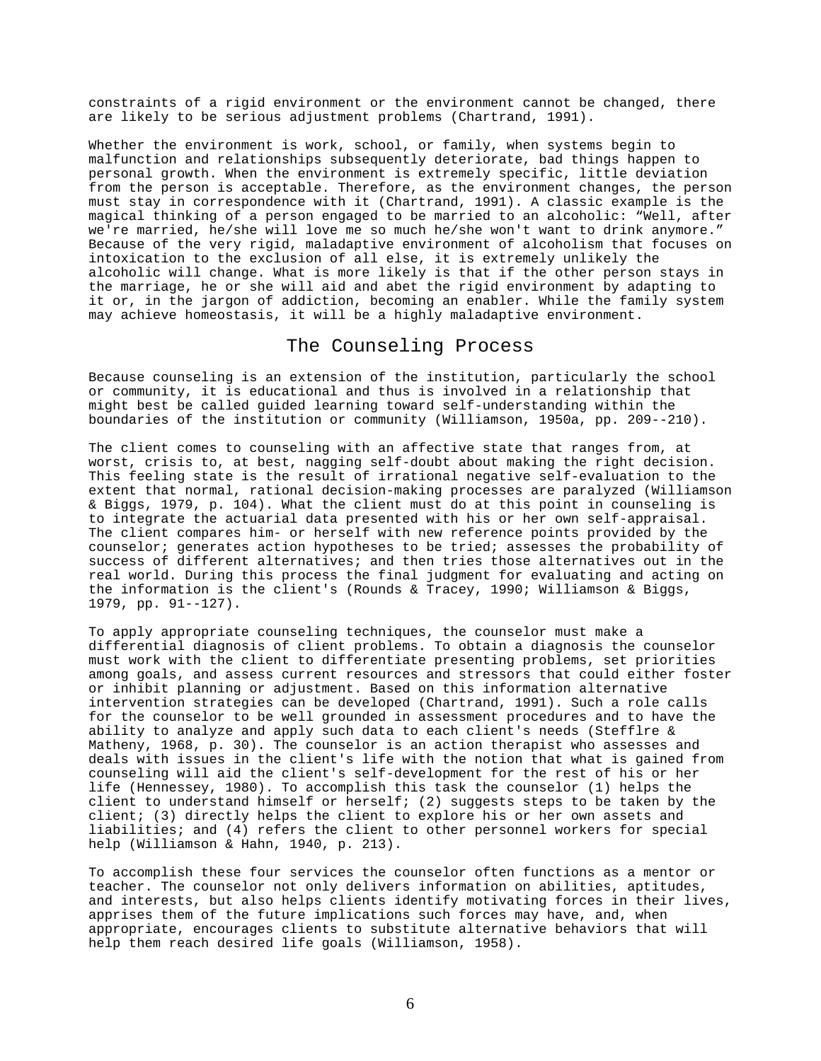constraints of a rigid environment or the environment cannot be changed, there are likely to be serious adjustment problems (Chartrand, 1991).

Whether the environment is work, school, or family, when systems begin to malfunction and relationships subsequently deteriorate, bad things happen to personal growth. When the environment is extremely specific, little deviation from the person is acceptable. Therefore, as the environment changes, the person must stay in correspondence with it (Chartrand, 1991). A classic example is the magical thinking of a person engaged to be married to an alcoholic: "Well, after we're married, he/she will love me so much he/she won't want to drink anymore." Because of the very rigid, maladaptive environment of alcoholism that focuses on intoxication to the exclusion of all else, it is extremely unlikely the alcoholic will change. What is more likely is that if the other person stays in the marriage, he or she will aid and abet the rigid environment by adapting to it or, in the jargon of addiction, becoming an enabler. While the family system may achieve homeostasis, it will be a highly maladaptive environment.

## The Counseling Process

Because counseling is an extension of the institution, particularly the school or community, it is educational and thus is involved in a relationship that might best be called guided learning toward self-understanding within the boundaries of the institution or community (Williamson, 1950a, pp. 209--210).

The client comes to counseling with an affective state that ranges from, at worst, crisis to, at best, nagging self-doubt about making the right decision. This feeling state is the result of irrational negative self-evaluation to the extent that normal, rational decision-making processes are paralyzed (Williamson & Biggs, 1979, p. 104). What the client must do at this point in counseling is to integrate the actuarial data presented with his or her own self-appraisal. The client compares him- or herself with new reference points provided by the counselor; generates action hypotheses to be tried; assesses the probability of success of different alternatives; and then tries those alternatives out in the real world. During this process the final judgment for evaluating and acting on the information is the client's (Rounds & Tracey, 1990; Williamson & Biggs, 1979, pp. 91--127).

To apply appropriate counseling techniques, the counselor must make a differential diagnosis of client problems. To obtain a diagnosis the counselor must work with the client to differentiate presenting problems, set priorities among goals, and assess current resources and stressors that could either foster or inhibit planning or adjustment. Based on this information alternative intervention strategies can be developed (Chartrand, 1991). Such a role calls for the counselor to be well grounded in assessment procedures and to have the ability to analyze and apply such data to each client's needs (Stefflre & Matheny, 1968, p. 30). The counselor is an action therapist who assesses and deals with issues in the client's life with the notion that what is gained from counseling will aid the client's self-development for the rest of his or her life (Hennessey, 1980). To accomplish this task the counselor (1) helps the client to understand himself or herself; (2) suggests steps to be taken by the client; (3) directly helps the client to explore his or her own assets and liabilities; and (4) refers the client to other personnel workers for special help (Williamson & Hahn, 1940, p. 213).

To accomplish these four services the counselor often functions as a mentor or teacher. The counselor not only delivers information on abilities, aptitudes, and interests, but also helps clients identify motivating forces in their lives, apprises them of the future implications such forces may have, and, when appropriate, encourages clients to substitute alternative behaviors that will help them reach desired life goals (Williamson, 1958).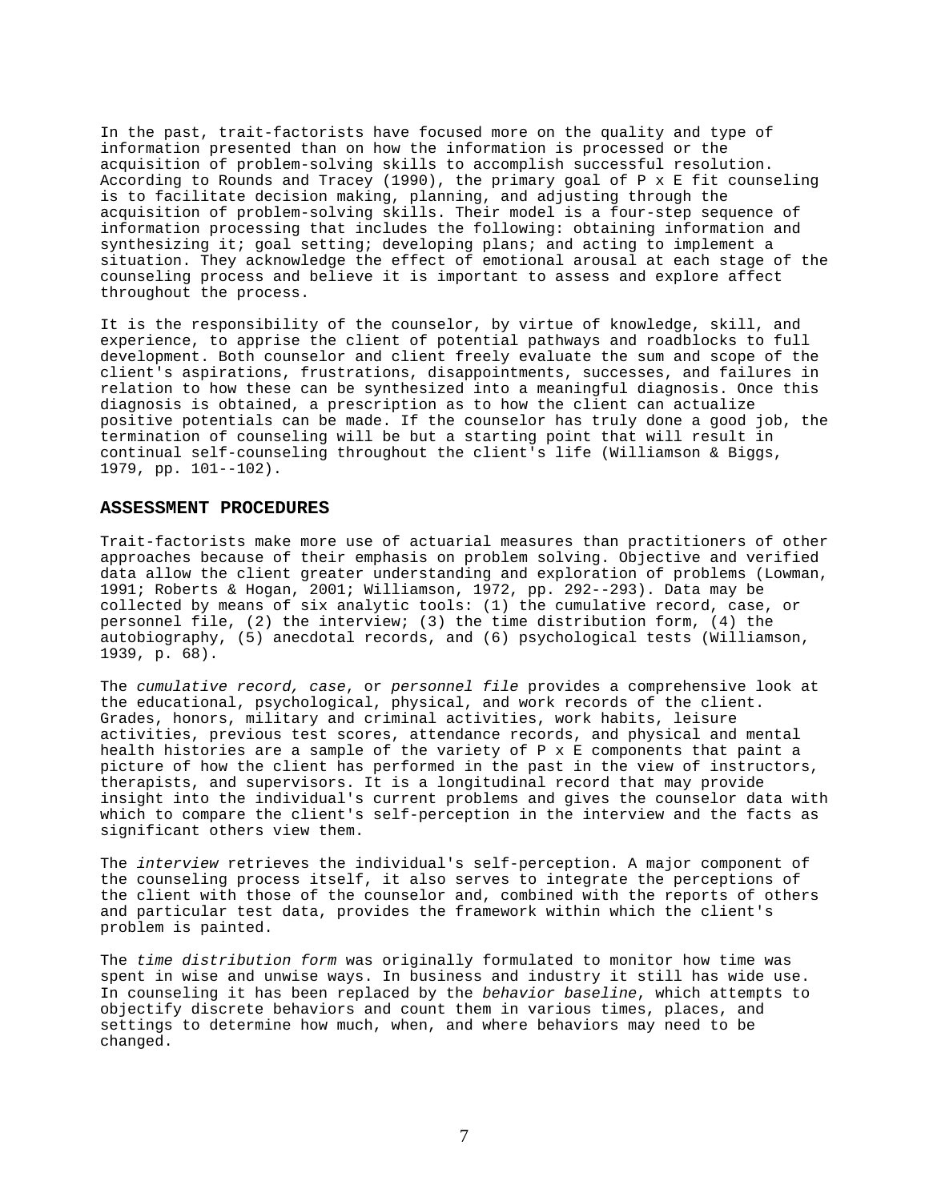In the past, trait-factorists have focused more on the quality and type of information presented than on how the information is processed or the acquisition of problem-solving skills to accomplish successful resolution. According to Rounds and Tracey (1990), the primary goal of P x E fit counseling is to facilitate decision making, planning, and adjusting through the acquisition of problem-solving skills. Their model is a four-step sequence of information processing that includes the following: obtaining information and synthesizing it; goal setting; developing plans; and acting to implement a situation. They acknowledge the effect of emotional arousal at each stage of the counseling process and believe it is important to assess and explore affect throughout the process.

It is the responsibility of the counselor, by virtue of knowledge, skill, and experience, to apprise the client of potential pathways and roadblocks to full development. Both counselor and client freely evaluate the sum and scope of the client's aspirations, frustrations, disappointments, successes, and failures in relation to how these can be synthesized into a meaningful diagnosis. Once this diagnosis is obtained, a prescription as to how the client can actualize positive potentials can be made. If the counselor has truly done a good job, the termination of counseling will be but a starting point that will result in continual self-counseling throughout the client's life (Williamson & Biggs, 1979, pp. 101--102).

## ASSESSMENT PROCEDURES

Trait-factorists make more use of actuarial measures than practitioners of other approaches because of their emphasis on problem solving. Objective and verified data allow the client greater understanding and exploration of problems (Lowman, 1991; Roberts & Hogan, 2001; Williamson, 1972, pp. 292--293). Data may be collected by means of six analytic tools: (1) the cumulative record, case, or personnel file, (2) the interview; (3) the time distribution form, (4) the autobiography, (5) anecdotal records, and (6) psychological tests (Williamson, 1939, p. 68).

The *cumulative record, case*, or *personnel file* provides a comprehensive look at the educational, psychological, physical, and work records of the client. Grades, honors, military and criminal activities, work habits, leisure activities, previous test scores, attendance records, and physical and mental health histories are a sample of the variety of P x E components that paint a picture of how the client has performed in the past in the view of instructors, therapists, and supervisors. It is a longitudinal record that may provide insight into the individual's current problems and gives the counselor data with which to compare the client's self-perception in the interview and the facts as significant others view them.

The *interview* retrieves the individual's self-perception. A major component of the counseling process itself, it also serves to integrate the perceptions of the client with those of the counselor and, combined with the reports of others and particular test data, provides the framework within which the client's problem is painted.

The *time distribution form* was originally formulated to monitor how time was spent in wise and unwise ways. In business and industry it still has wide use. In counseling it has been replaced by the *behavior baseline*, which attempts to objectify discrete behaviors and count them in various times, places, and settings to determine how much, when, and where behaviors may need to be changed.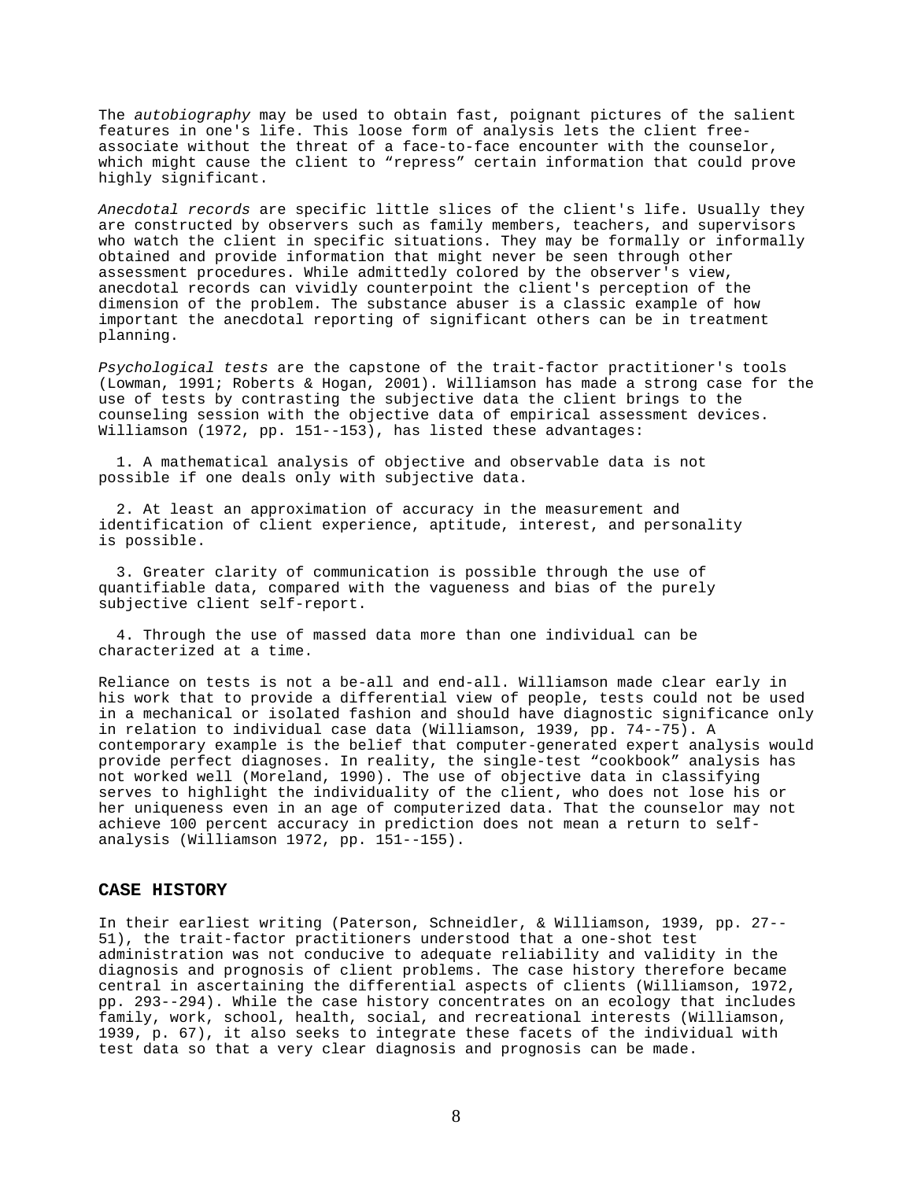The *autobiography* may be used to obtain fast, poignant pictures of the salient features in one's life. This loose form of analysis lets the client free-associate without the threat of a face-to-face encounter with the counselor, which might cause the client to “repress” certain information that could prove highly significant.

*Anecdotal records* are specific little slices of the client's life. Usually they are constructed by observers such as family members, teachers, and supervisors who watch the client in specific situations. They may be formally or informally obtained and provide information that might never be seen through other assessment procedures. While admittedly colored by the observer's view, anecdotal records can vividly counterpoint the client's perception of the dimension of the problem. The substance abuser is a classic example of how important the anecdotal reporting of significant others can be in treatment planning.

*Psychological tests* are the capstone of the trait-factor practitioner's tools (Lowman, 1991; Roberts & Hogan, 2001). Williamson has made a strong case for the use of tests by contrasting the subjective data the client brings to the counseling session with the objective data of empirical assessment devices. Williamson (1972, pp. 151--153), has listed these advantages:

1. A mathematical analysis of objective and observable data is not possible if one deals only with subjective data.

2. At least an approximation of accuracy in the measurement and identification of client experience, aptitude, interest, and personality is possible.

3. Greater clarity of communication is possible through the use of quantifiable data, compared with the vagueness and bias of the purely subjective client self-report.

4. Through the use of massed data more than one individual can be characterized at a time.

Reliance on tests is not a be-all and end-all. Williamson made clear early in his work that to provide a differential view of people, tests could not be used in a mechanical or isolated fashion and should have diagnostic significance only in relation to individual case data (Williamson, 1939, pp. 74--75). A contemporary example is the belief that computer-generated expert analysis would provide perfect diagnoses. In reality, the single-test “cookbook” analysis has not worked well (Moreland, 1990). The use of objective data in classifying serves to highlight the individuality of the client, who does not lose his or her uniqueness even in an age of computerized data. That the counselor may not achieve 100 percent accuracy in prediction does not mean a return to self-analysis (Williamson 1972, pp. 151--155).

## CASE HISTORY

In their earliest writing (Paterson, Schneidler, & Williamson, 1939, pp. 27--51), the trait-factor practitioners understood that a one-shot test administration was not conducive to adequate reliability and validity in the diagnosis and prognosis of client problems. The case history therefore became central in ascertaining the differential aspects of clients (Williamson, 1972, pp. 293--294). While the case history concentrates on an ecology that includes family, work, school, health, social, and recreational interests (Williamson, 1939, p. 67), it also seeks to integrate these facets of the individual with test data so that a very clear diagnosis and prognosis can be made.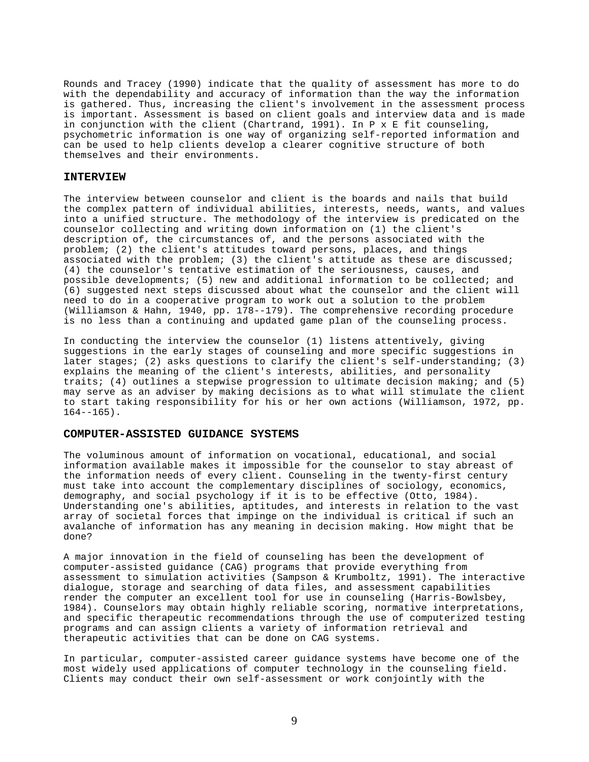Rounds and Tracey (1990) indicate that the quality of assessment has more to do with the dependability and accuracy of information than the way the information is gathered. Thus, increasing the client's involvement in the assessment process is important. Assessment is based on client goals and interview data and is made in conjunction with the client (Chartrand, 1991). In P x E fit counseling, psychometric information is one way of organizing self-reported information and can be used to help clients develop a clearer cognitive structure of both themselves and their environments.

## INTERVIEW

The interview between counselor and client is the boards and nails that build the complex pattern of individual abilities, interests, needs, wants, and values into a unified structure. The methodology of the interview is predicated on the counselor collecting and writing down information on (1) the client's description of, the circumstances of, and the persons associated with the problem; (2) the client's attitudes toward persons, places, and things associated with the problem; (3) the client's attitude as these are discussed; (4) the counselor's tentative estimation of the seriousness, causes, and possible developments; (5) new and additional information to be collected; and (6) suggested next steps discussed about what the counselor and the client will need to do in a cooperative program to work out a solution to the problem (Williamson & Hahn, 1940, pp. 178--179). The comprehensive recording procedure is no less than a continuing and updated game plan of the counseling process.

In conducting the interview the counselor (1) listens attentively, giving suggestions in the early stages of counseling and more specific suggestions in later stages; (2) asks questions to clarify the client's self-understanding; (3) explains the meaning of the client's interests, abilities, and personality traits; (4) outlines a stepwise progression to ultimate decision making; and (5) may serve as an adviser by making decisions as to what will stimulate the client to start taking responsibility for his or her own actions (Williamson, 1972, pp. 164--165).

## COMPUTER-ASSISTED GUIDANCE SYSTEMS

The voluminous amount of information on vocational, educational, and social information available makes it impossible for the counselor to stay abreast of the information needs of every client. Counseling in the twenty-first century must take into account the complementary disciplines of sociology, economics, demography, and social psychology if it is to be effective (Otto, 1984). Understanding one's abilities, aptitudes, and interests in relation to the vast array of societal forces that impinge on the individual is critical if such an avalanche of information has any meaning in decision making. How might that be done?

A major innovation in the field of counseling has been the development of computer-assisted guidance (CAG) programs that provide everything from assessment to simulation activities (Sampson & Krumboltz, 1991). The interactive dialogue, storage and searching of data files, and assessment capabilities render the computer an excellent tool for use in counseling (Harris-Bowlsbey, 1984). Counselors may obtain highly reliable scoring, normative interpretations, and specific therapeutic recommendations through the use of computerized testing programs and can assign clients a variety of information retrieval and therapeutic activities that can be done on CAG systems.

In particular, computer-assisted career guidance systems have become one of the most widely used applications of computer technology in the counseling field. Clients may conduct their own self-assessment or work conjointly with the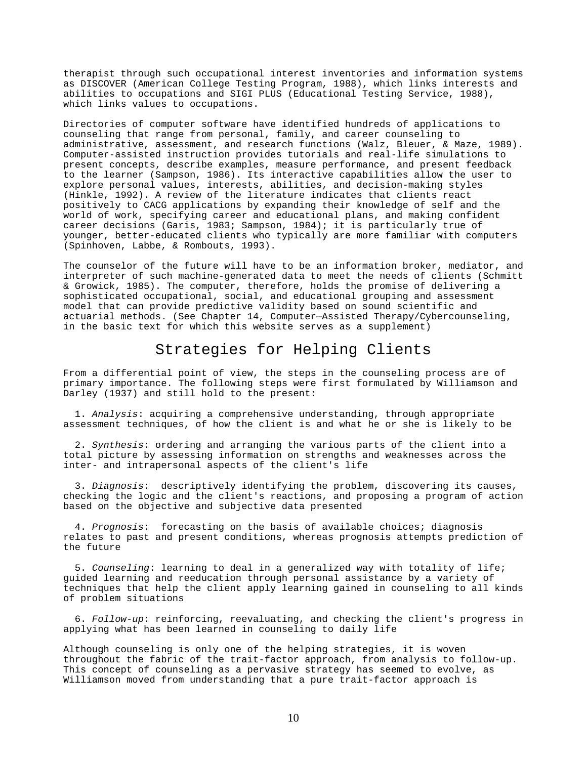therapist through such occupational interest inventories and information systems as DISCOVER (American College Testing Program, 1988), which links interests and abilities to occupations and SIGI PLUS (Educational Testing Service, 1988), which links values to occupations.

Directories of computer software have identified hundreds of applications to counseling that range from personal, family, and career counseling to administrative, assessment, and research functions (Walz, Bleuer, & Maze, 1989). Computer-assisted instruction provides tutorials and real-life simulations to present concepts, describe examples, measure performance, and present feedback to the learner (Sampson, 1986). Its interactive capabilities allow the user to explore personal values, interests, abilities, and decision-making styles (Hinkle, 1992). A review of the literature indicates that clients react positively to CACG applications by expanding their knowledge of self and the world of work, specifying career and educational plans, and making confident career decisions (Garis, 1983; Sampson, 1984); it is particularly true of younger, better-educated clients who typically are more familiar with computers (Spinhoven, Labbe, & Rombouts, 1993).

The counselor of the future will have to be an information broker, mediator, and interpreter of such machine-generated data to meet the needs of clients (Schmitt & Growick, 1985). The computer, therefore, holds the promise of delivering a sophisticated occupational, social, and educational grouping and assessment model that can provide predictive validity based on sound scientific and actuarial methods. (See Chapter 14, Computer—Assisted Therapy/Cybercounseling, in the basic text for which this website serves as a supplement)

## Strategies for Helping Clients

From a differential point of view, the steps in the counseling process are of primary importance. The following steps were first formulated by Williamson and Darley (1937) and still hold to the present:

1. *Analysis*: acquiring a comprehensive understanding, through appropriate assessment techniques, of how the client is and what he or she is likely to be

2. *Synthesis*: ordering and arranging the various parts of the client into a total picture by assessing information on strengths and weaknesses across the inter- and intrapersonal aspects of the client's life

3. *Diagnosis*: descriptively identifying the problem, discovering its causes, checking the logic and the client's reactions, and proposing a program of action based on the objective and subjective data presented

4. *Prognosis*: forecasting on the basis of available choices; diagnosis relates to past and present conditions, whereas prognosis attempts prediction of the future

5. *Counseling*: learning to deal in a generalized way with totality of life; guided learning and reeducation through personal assistance by a variety of techniques that help the client apply learning gained in counseling to all kinds of problem situations

6. *Follow-up*: reinforcing, reevaluating, and checking the client's progress in applying what has been learned in counseling to daily life

Although counseling is only one of the helping strategies, it is woven throughout the fabric of the trait-factor approach, from analysis to follow-up. This concept of counseling as a pervasive strategy has seemed to evolve, as Williamson moved from understanding that a pure trait-factor approach is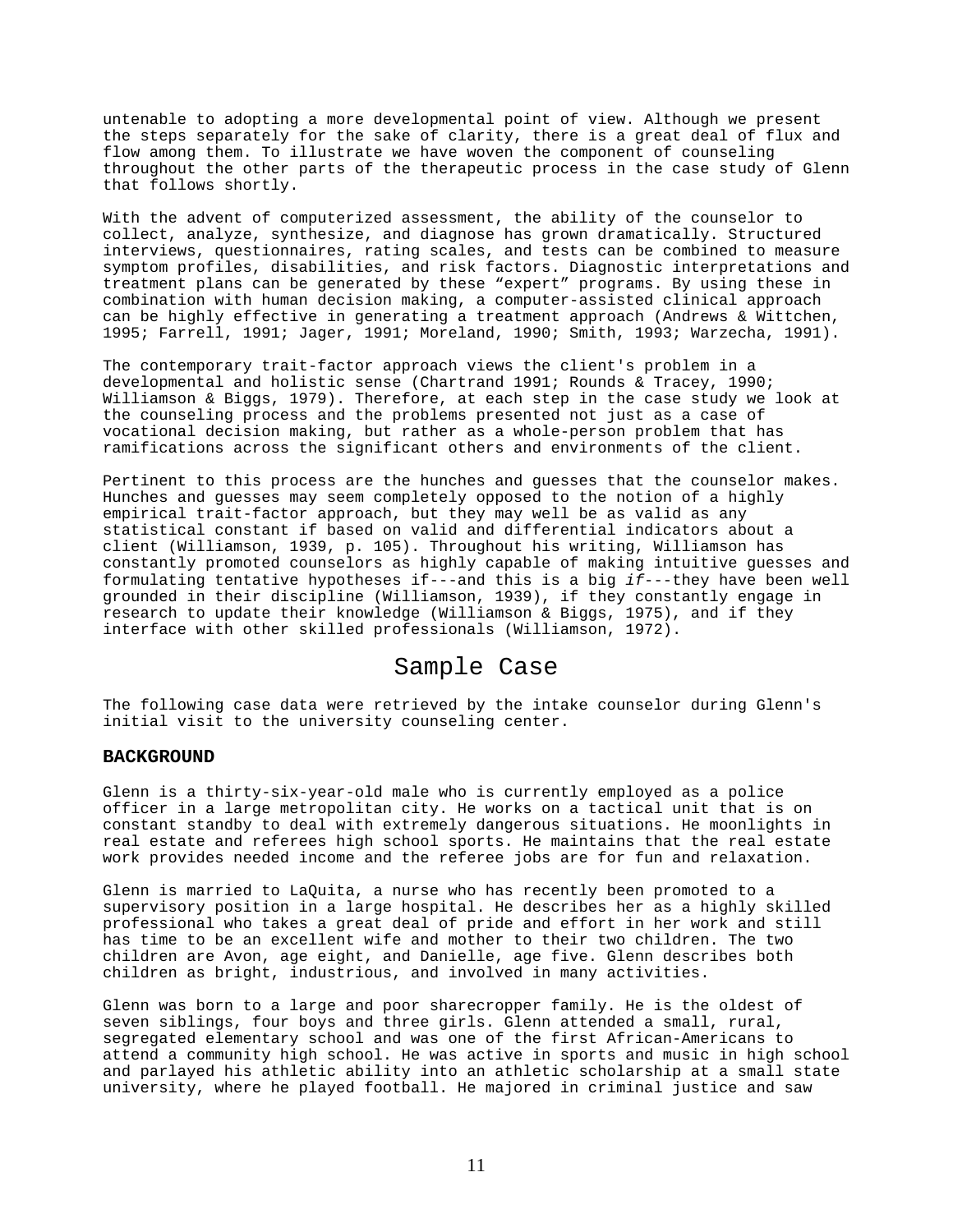untenable to adopting a more developmental point of view. Although we present the steps separately for the sake of clarity, there is a great deal of flux and flow among them. To illustrate we have woven the component of counseling throughout the other parts of the therapeutic process in the case study of Glenn that follows shortly.

With the advent of computerized assessment, the ability of the counselor to collect, analyze, synthesize, and diagnose has grown dramatically. Structured interviews, questionnaires, rating scales, and tests can be combined to measure symptom profiles, disabilities, and risk factors. Diagnostic interpretations and treatment plans can be generated by these "expert" programs. By using these in combination with human decision making, a computer-assisted clinical approach can be highly effective in generating a treatment approach (Andrews & Wittchen, 1995; Farrell, 1991; Jager, 1991; Moreland, 1990; Smith, 1993; Warzecha, 1991).

The contemporary trait-factor approach views the client's problem in a developmental and holistic sense (Chartrand 1991; Rounds & Tracey, 1990; Williamson & Biggs, 1979). Therefore, at each step in the case study we look at the counseling process and the problems presented not just as a case of vocational decision making, but rather as a whole-person problem that has ramifications across the significant others and environments of the client.

Pertinent to this process are the hunches and guesses that the counselor makes. Hunches and guesses may seem completely opposed to the notion of a highly empirical trait-factor approach, but they may well be as valid as any statistical constant if based on valid and differential indicators about a client (Williamson, 1939, p. 105). Throughout his writing, Williamson has constantly promoted counselors as highly capable of making intuitive guesses and formulating tentative hypotheses if---and this is a big *if*---they have been well grounded in their discipline (Williamson, 1939), if they constantly engage in research to update their knowledge (Williamson & Biggs, 1975), and if they interface with other skilled professionals (Williamson, 1972).

## Sample Case

The following case data were retrieved by the intake counselor during Glenn's initial visit to the university counseling center.

### BACKGROUND

Glenn is a thirty-six-year-old male who is currently employed as a police officer in a large metropolitan city. He works on a tactical unit that is on constant standby to deal with extremely dangerous situations. He moonlights in real estate and referees high school sports. He maintains that the real estate work provides needed income and the referee jobs are for fun and relaxation.

Glenn is married to LaQuita, a nurse who has recently been promoted to a supervisory position in a large hospital. He describes her as a highly skilled professional who takes a great deal of pride and effort in her work and still has time to be an excellent wife and mother to their two children. The two children are Avon, age eight, and Danielle, age five. Glenn describes both children as bright, industrious, and involved in many activities.

Glenn was born to a large and poor sharecropper family. He is the oldest of seven siblings, four boys and three girls. Glenn attended a small, rural, segregated elementary school and was one of the first African-Americans to attend a community high school. He was active in sports and music in high school and parlayed his athletic ability into an athletic scholarship at a small state university, where he played football. He majored in criminal justice and saw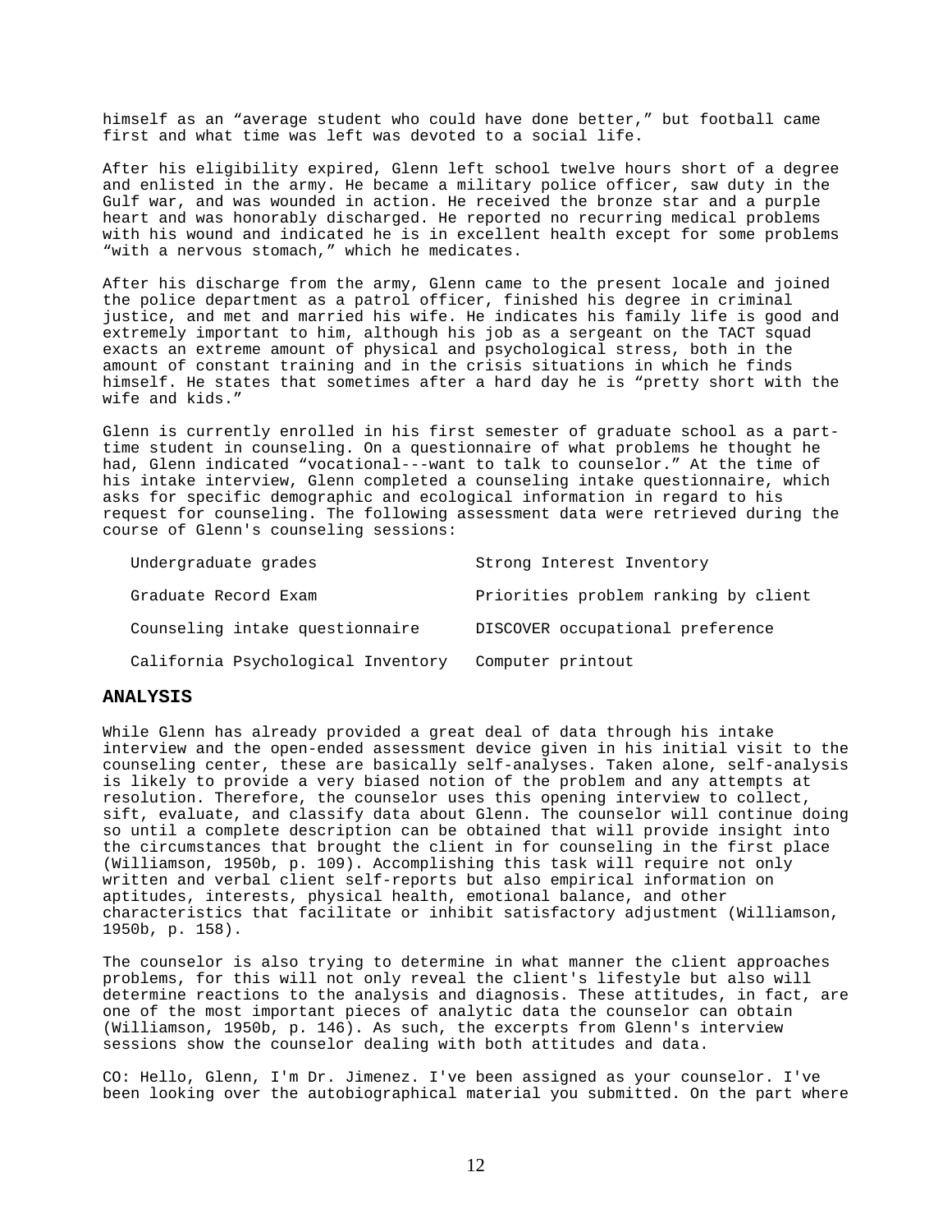himself as an “average student who could have done better,” but football came first and what time was left was devoted to a social life.

After his eligibility expired, Glenn left school twelve hours short of a degree and enlisted in the army. He became a military police officer, saw duty in the Gulf war, and was wounded in action. He received the bronze star and a purple heart and was honorably discharged. He reported no recurring medical problems with his wound and indicated he is in excellent health except for some problems “with a nervous stomach,” which he medicates.

After his discharge from the army, Glenn came to the present locale and joined the police department as a patrol officer, finished his degree in criminal justice, and met and married his wife. He indicates his family life is good and extremely important to him, although his job as a sergeant on the TACT squad exacts an extreme amount of physical and psychological stress, both in the amount of constant training and in the crisis situations in which he finds himself. He states that sometimes after a hard day he is “pretty short with the wife and kids.”

Glenn is currently enrolled in his first semester of graduate school as a part-time student in counseling. On a questionnaire of what problems he thought he had, Glenn indicated “vocational---want to talk to counselor.” At the time of his intake interview, Glenn completed a counseling intake questionnaire, which asks for specific demographic and ecological information in regard to his request for counseling. The following assessment data were retrieved during the course of Glenn's counseling sessions:

| | |
|---|---|
| Undergraduate grades | Strong Interest Inventory |
| Graduate Record Exam | Priorities problem ranking by client |
| Counseling intake questionnaire | DISCOVER occupational preference |
| California Psychological Inventory | Computer printout |

## ANALYSIS

While Glenn has already provided a great deal of data through his intake interview and the open-ended assessment device given in his initial visit to the counseling center, these are basically self-analyses. Taken alone, self-analysis is likely to provide a very biased notion of the problem and any attempts at resolution. Therefore, the counselor uses this opening interview to collect, sift, evaluate, and classify data about Glenn. The counselor will continue doing so until a complete description can be obtained that will provide insight into the circumstances that brought the client in for counseling in the first place (Williamson, 1950b, p. 109). Accomplishing this task will require not only written and verbal client self-reports but also empirical information on aptitudes, interests, physical health, emotional balance, and other characteristics that facilitate or inhibit satisfactory adjustment (Williamson, 1950b, p. 158).

The counselor is also trying to determine in what manner the client approaches problems, for this will not only reveal the client's lifestyle but also will determine reactions to the analysis and diagnosis. These attitudes, in fact, are one of the most important pieces of analytic data the counselor can obtain (Williamson, 1950b, p. 146). As such, the excerpts from Glenn's interview sessions show the counselor dealing with both attitudes and data.

CO: Hello, Glenn, I'm Dr. Jimenez. I've been assigned as your counselor. I've been looking over the autobiographical material you submitted. On the part where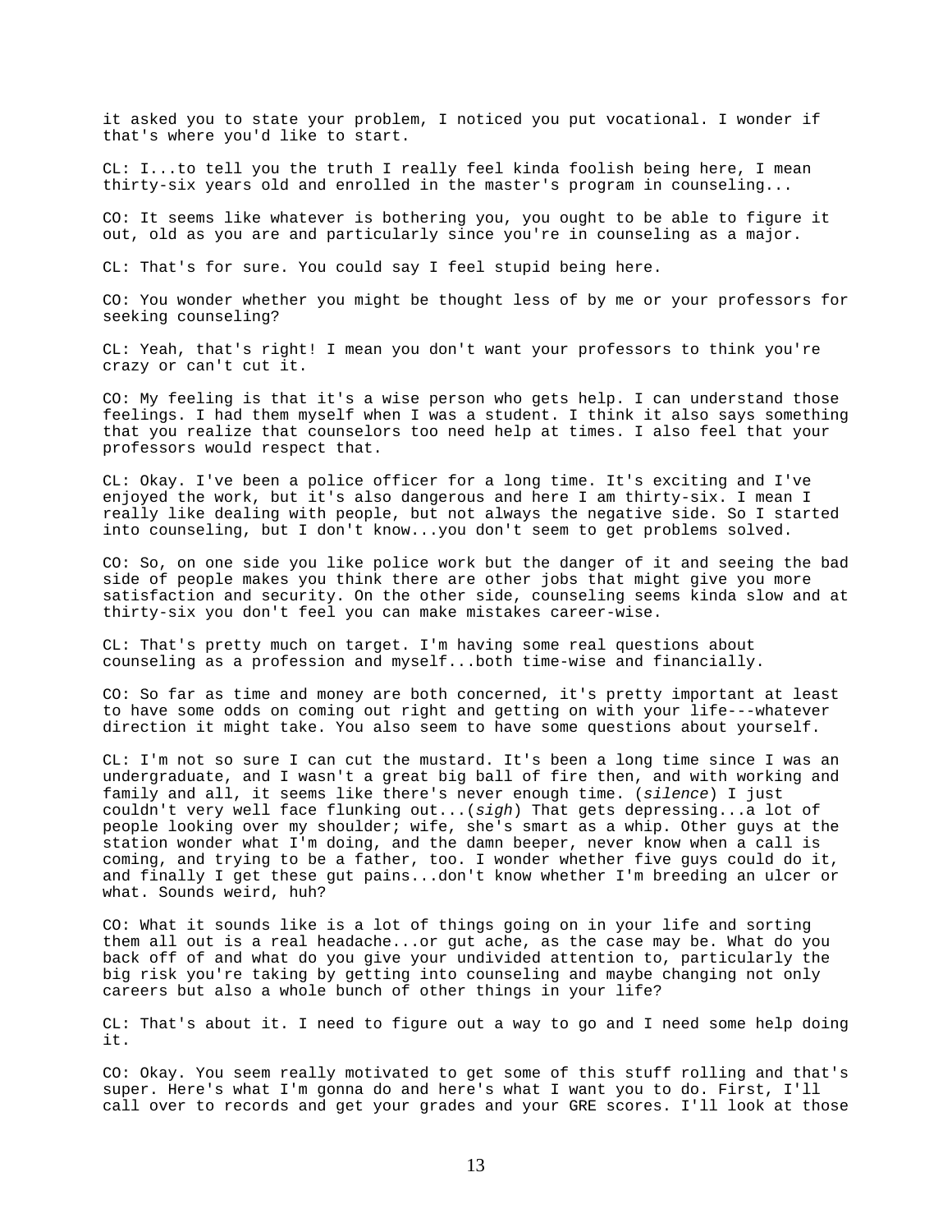it asked you to state your problem, I noticed you put vocational. I wonder if that's where you'd like to start.

CL: I...to tell you the truth I really feel kinda foolish being here, I mean thirty-six years old and enrolled in the master's program in counseling...

CO: It seems like whatever is bothering you, you ought to be able to figure it out, old as you are and particularly since you're in counseling as a major.

CL: That's for sure. You could say I feel stupid being here.

CO: You wonder whether you might be thought less of by me or your professors for seeking counseling?

CL: Yeah, that's right! I mean you don't want your professors to think you're crazy or can't cut it.

CO: My feeling is that it's a wise person who gets help. I can understand those feelings. I had them myself when I was a student. I think it also says something that you realize that counselors too need help at times. I also feel that your professors would respect that.

CL: Okay. I've been a police officer for a long time. It's exciting and I've enjoyed the work, but it's also dangerous and here I am thirty-six. I mean I really like dealing with people, but not always the negative side. So I started into counseling, but I don't know...you don't seem to get problems solved.

CO: So, on one side you like police work but the danger of it and seeing the bad side of people makes you think there are other jobs that might give you more satisfaction and security. On the other side, counseling seems kinda slow and at thirty-six you don't feel you can make mistakes career-wise.

CL: That's pretty much on target. I'm having some real questions about counseling as a profession and myself...both time-wise and financially.

CO: So far as time and money are both concerned, it's pretty important at least to have some odds on coming out right and getting on with your life---whatever direction it might take. You also seem to have some questions about yourself.

CL: I'm not so sure I can cut the mustard. It's been a long time since I was an undergraduate, and I wasn't a great big ball of fire then, and with working and family and all, it seems like there's never enough time. (*silence*) I just couldn't very well face flunking out...(*sigh*) That gets depressing...a lot of people looking over my shoulder; wife, she's smart as a whip. Other guys at the station wonder what I'm doing, and the damn beeper, never know when a call is coming, and trying to be a father, too. I wonder whether five guys could do it, and finally I get these gut pains...don't know whether I'm breeding an ulcer or what. Sounds weird, huh?

CO: What it sounds like is a lot of things going on in your life and sorting them all out is a real headache...or gut ache, as the case may be. What do you back off of and what do you give your undivided attention to, particularly the big risk you're taking by getting into counseling and maybe changing not only careers but also a whole bunch of other things in your life?

CL: That's about it. I need to figure out a way to go and I need some help doing it.

CO: Okay. You seem really motivated to get some of this stuff rolling and that's super. Here's what I'm gonna do and here's what I want you to do. First, I'll call over to records and get your grades and your GRE scores. I'll look at those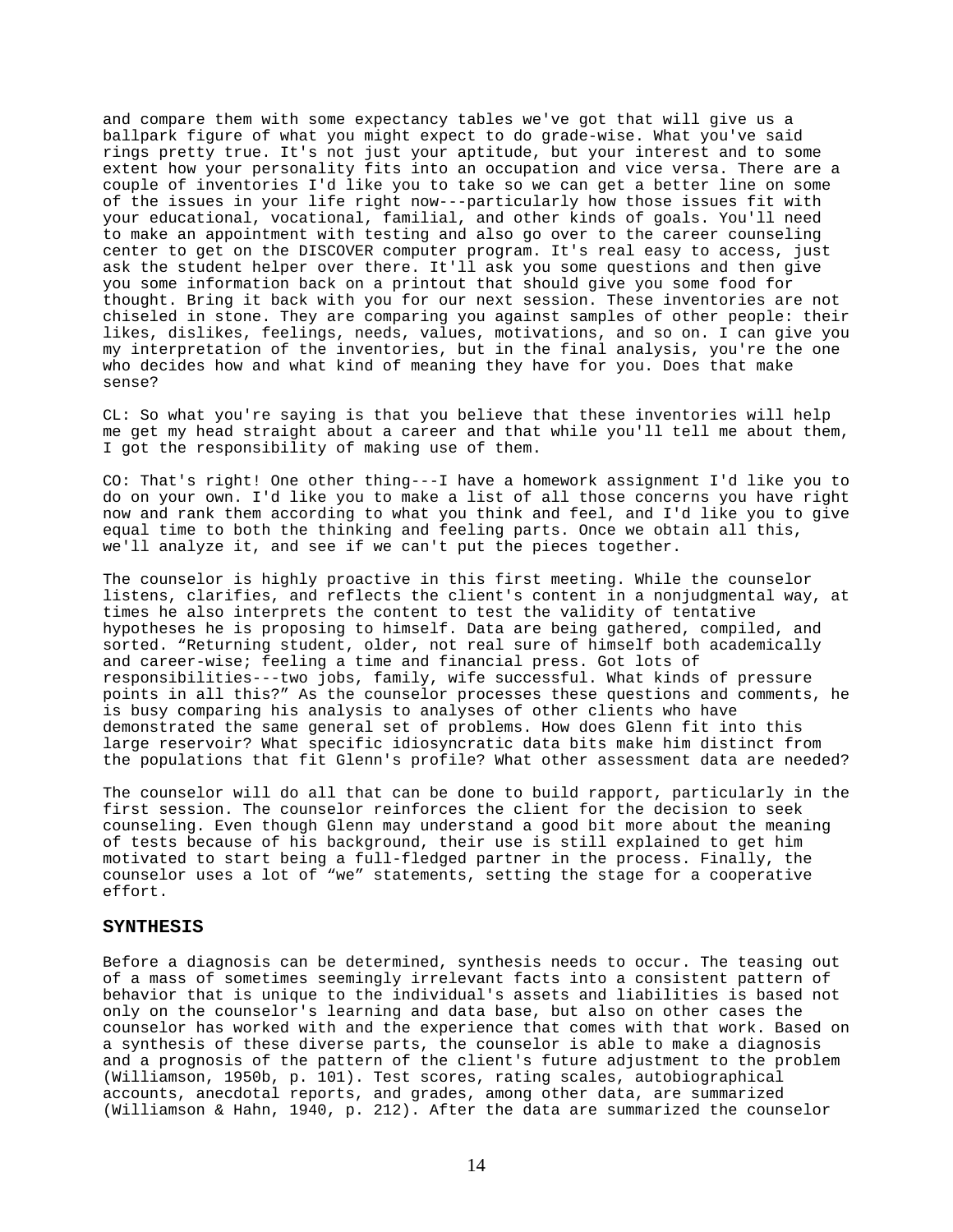and compare them with some expectancy tables we've got that will give us a ballpark figure of what you might expect to do grade-wise. What you've said rings pretty true. It's not just your aptitude, but your interest and to some extent how your personality fits into an occupation and vice versa. There are a couple of inventories I'd like you to take so we can get a better line on some of the issues in your life right now---particularly how those issues fit with your educational, vocational, familial, and other kinds of goals. You'll need to make an appointment with testing and also go over to the career counseling center to get on the DISCOVER computer program. It's real easy to access, just ask the student helper over there. It'll ask you some questions and then give you some information back on a printout that should give you some food for thought. Bring it back with you for our next session. These inventories are not chiseled in stone. They are comparing you against samples of other people: their likes, dislikes, feelings, needs, values, motivations, and so on. I can give you my interpretation of the inventories, but in the final analysis, you're the one who decides how and what kind of meaning they have for you. Does that make sense?

CL: So what you're saying is that you believe that these inventories will help me get my head straight about a career and that while you'll tell me about them, I got the responsibility of making use of them.

CO: That's right! One other thing---I have a homework assignment I'd like you to do on your own. I'd like you to make a list of all those concerns you have right now and rank them according to what you think and feel, and I'd like you to give equal time to both the thinking and feeling parts. Once we obtain all this, we'll analyze it, and see if we can't put the pieces together.

The counselor is highly proactive in this first meeting. While the counselor listens, clarifies, and reflects the client's content in a nonjudgmental way, at times he also interprets the content to test the validity of tentative hypotheses he is proposing to himself. Data are being gathered, compiled, and sorted. “Returning student, older, not real sure of himself both academically and career-wise; feeling a time and financial press. Got lots of responsibilities---two jobs, family, wife successful. What kinds of pressure points in all this?” As the counselor processes these questions and comments, he is busy comparing his analysis to analyses of other clients who have demonstrated the same general set of problems. How does Glenn fit into this large reservoir? What specific idiosyncratic data bits make him distinct from the populations that fit Glenn's profile? What other assessment data are needed?

The counselor will do all that can be done to build rapport, particularly in the first session. The counselor reinforces the client for the decision to seek counseling. Even though Glenn may understand a good bit more about the meaning of tests because of his background, their use is still explained to get him motivated to start being a full-fledged partner in the process. Finally, the counselor uses a lot of “we” statements, setting the stage for a cooperative effort.

## SYNTHESIS

Before a diagnosis can be determined, synthesis needs to occur. The teasing out of a mass of sometimes seemingly irrelevant facts into a consistent pattern of behavior that is unique to the individual's assets and liabilities is based not only on the counselor's learning and data base, but also on other cases the counselor has worked with and the experience that comes with that work. Based on a synthesis of these diverse parts, the counselor is able to make a diagnosis and a prognosis of the pattern of the client's future adjustment to the problem (Williamson, 1950b, p. 101). Test scores, rating scales, autobiographical accounts, anecdotal reports, and grades, among other data, are summarized (Williamson & Hahn, 1940, p. 212). After the data are summarized the counselor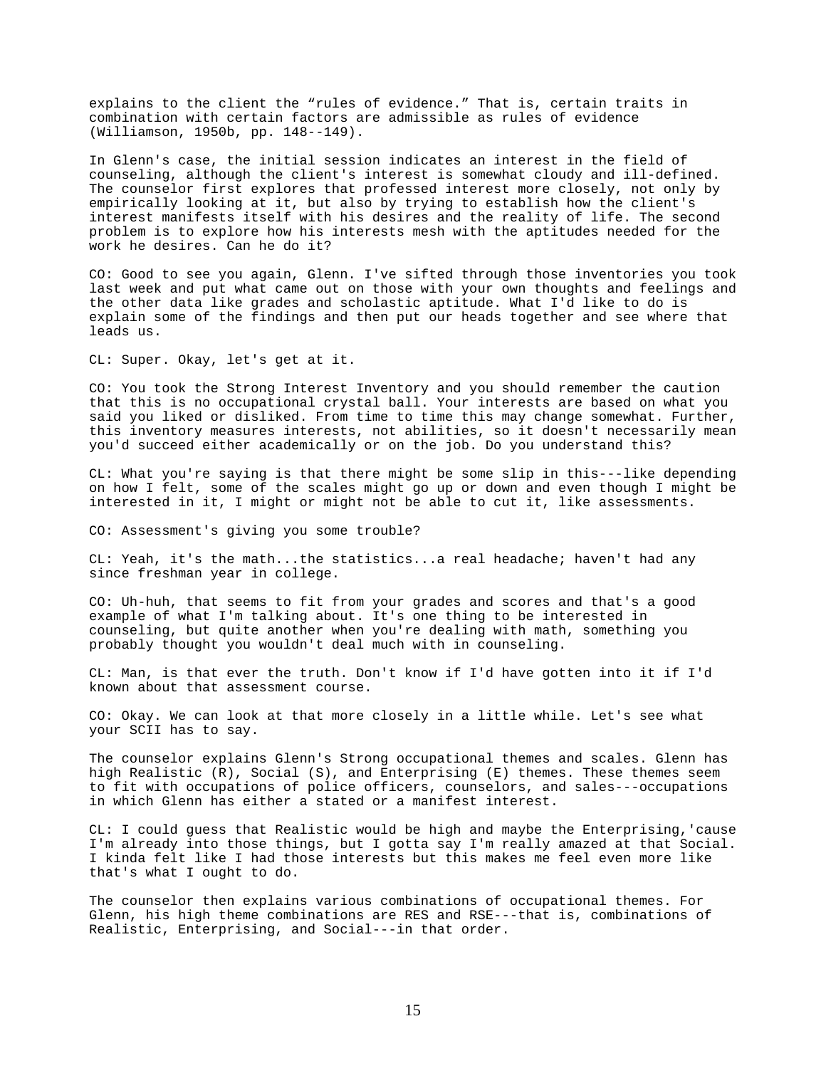explains to the client the "rules of evidence." That is, certain traits in combination with certain factors are admissible as rules of evidence (Williamson, 1950b, pp. 148--149).

In Glenn's case, the initial session indicates an interest in the field of counseling, although the client's interest is somewhat cloudy and ill-defined. The counselor first explores that professed interest more closely, not only by empirically looking at it, but also by trying to establish how the client's interest manifests itself with his desires and the reality of life. The second problem is to explore how his interests mesh with the aptitudes needed for the work he desires. Can he do it?

CO: Good to see you again, Glenn. I've sifted through those inventories you took last week and put what came out on those with your own thoughts and feelings and the other data like grades and scholastic aptitude. What I'd like to do is explain some of the findings and then put our heads together and see where that leads us.

CL: Super. Okay, let's get at it.

CO: You took the Strong Interest Inventory and you should remember the caution that this is no occupational crystal ball. Your interests are based on what you said you liked or disliked. From time to time this may change somewhat. Further, this inventory measures interests, not abilities, so it doesn't necessarily mean you'd succeed either academically or on the job. Do you understand this?

CL: What you're saying is that there might be some slip in this---like depending on how I felt, some of the scales might go up or down and even though I might be interested in it, I might or might not be able to cut it, like assessments.

CO: Assessment's giving you some trouble?

CL: Yeah, it's the math...the statistics...a real headache; haven't had any since freshman year in college.

CO: Uh-huh, that seems to fit from your grades and scores and that's a good example of what I'm talking about. It's one thing to be interested in counseling, but quite another when you're dealing with math, something you probably thought you wouldn't deal much with in counseling.

CL: Man, is that ever the truth. Don't know if I'd have gotten into it if I'd known about that assessment course.

CO: Okay. We can look at that more closely in a little while. Let's see what your SCII has to say.

The counselor explains Glenn's Strong occupational themes and scales. Glenn has high Realistic (R), Social (S), and Enterprising (E) themes. These themes seem to fit with occupations of police officers, counselors, and sales---occupations in which Glenn has either a stated or a manifest interest.

CL: I could guess that Realistic would be high and maybe the Enterprising,'cause I'm already into those things, but I gotta say I'm really amazed at that Social. I kinda felt like I had those interests but this makes me feel even more like that's what I ought to do.

The counselor then explains various combinations of occupational themes. For Glenn, his high theme combinations are RES and RSE---that is, combinations of Realistic, Enterprising, and Social---in that order.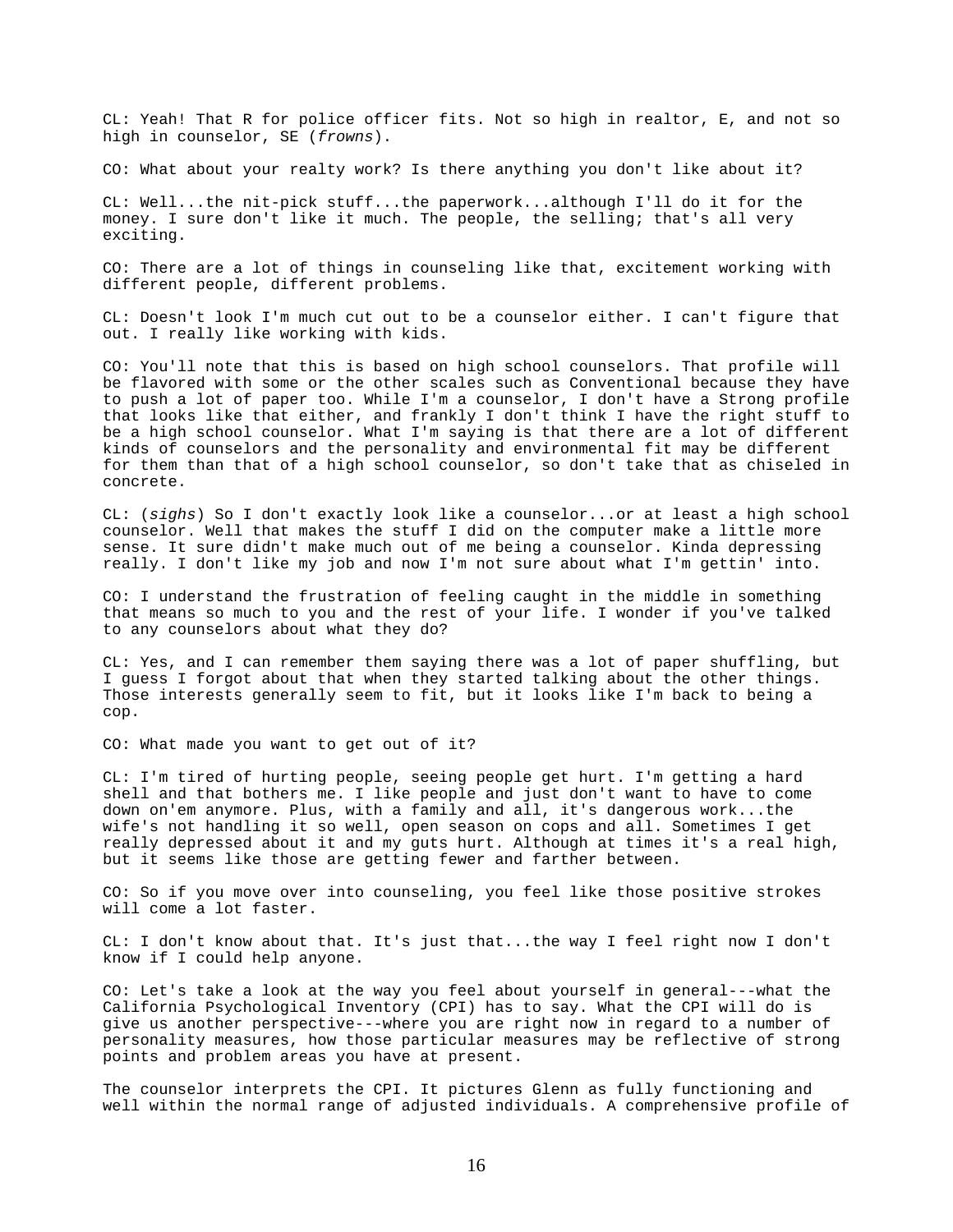CL: Yeah! That R for police officer fits. Not so high in realtor, E, and not so high in counselor, SE (*frowns*).

CO: What about your realty work? Is there anything you don't like about it?

CL: Well...the nit-pick stuff...the paperwork...although I'll do it for the money. I sure don't like it much. The people, the selling; that's all very exciting.

CO: There are a lot of things in counseling like that, excitement working with different people, different problems.

CL: Doesn't look I'm much cut out to be a counselor either. I can't figure that out. I really like working with kids.

CO: You'll note that this is based on high school counselors. That profile will be flavored with some or the other scales such as Conventional because they have to push a lot of paper too. While I'm a counselor, I don't have a Strong profile that looks like that either, and frankly I don't think I have the right stuff to be a high school counselor. What I'm saying is that there are a lot of different kinds of counselors and the personality and environmental fit may be different for them than that of a high school counselor, so don't take that as chiseled in concrete.

CL: (*sighs*) So I don't exactly look like a counselor...or at least a high school counselor. Well that makes the stuff I did on the computer make a little more sense. It sure didn't make much out of me being a counselor. Kinda depressing really. I don't like my job and now I'm not sure about what I'm gettin' into.

CO: I understand the frustration of feeling caught in the middle in something that means so much to you and the rest of your life. I wonder if you've talked to any counselors about what they do?

CL: Yes, and I can remember them saying there was a lot of paper shuffling, but I guess I forgot about that when they started talking about the other things. Those interests generally seem to fit, but it looks like I'm back to being a cop.

CO: What made you want to get out of it?

CL: I'm tired of hurting people, seeing people get hurt. I'm getting a hard shell and that bothers me. I like people and just don't want to have to come down on'em anymore. Plus, with a family and all, it's dangerous work...the wife's not handling it so well, open season on cops and all. Sometimes I get really depressed about it and my guts hurt. Although at times it's a real high, but it seems like those are getting fewer and farther between.

CO: So if you move over into counseling, you feel like those positive strokes will come a lot faster.

CL: I don't know about that. It's just that...the way I feel right now I don't know if I could help anyone.

CO: Let's take a look at the way you feel about yourself in general---what the California Psychological Inventory (CPI) has to say. What the CPI will do is give us another perspective---where you are right now in regard to a number of personality measures, how those particular measures may be reflective of strong points and problem areas you have at present.

The counselor interprets the CPI. It pictures Glenn as fully functioning and well within the normal range of adjusted individuals. A comprehensive profile of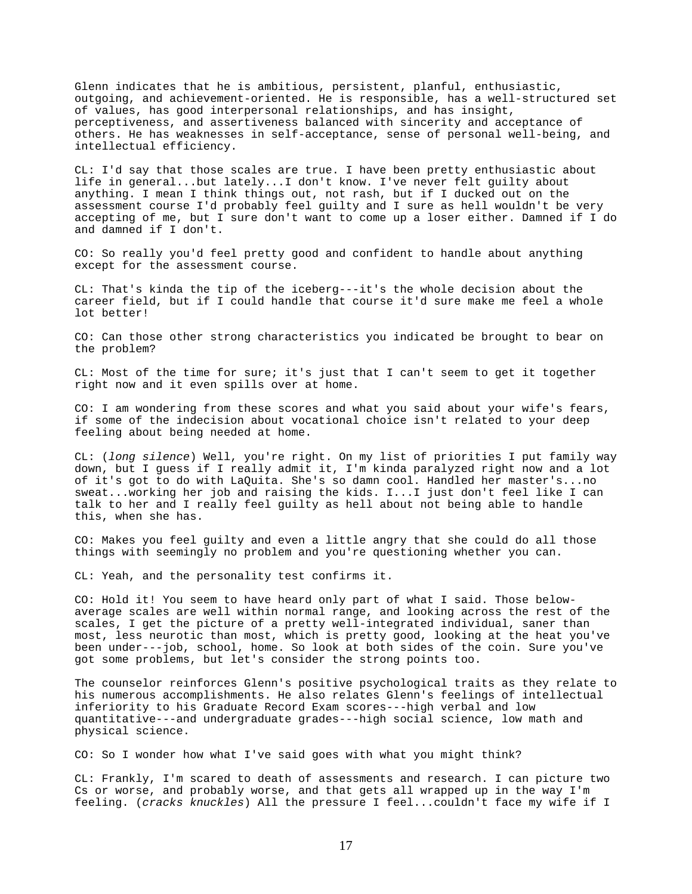Glenn indicates that he is ambitious, persistent, planful, enthusiastic, outgoing, and achievement-oriented. He is responsible, has a well-structured set of values, has good interpersonal relationships, and has insight, perceptiveness, and assertiveness balanced with sincerity and acceptance of others. He has weaknesses in self-acceptance, sense of personal well-being, and intellectual efficiency.

CL: I'd say that those scales are true. I have been pretty enthusiastic about life in general...but lately...I don't know. I've never felt guilty about anything. I mean I think things out, not rash, but if I ducked out on the assessment course I'd probably feel guilty and I sure as hell wouldn't be very accepting of me, but I sure don't want to come up a loser either. Damned if I do and damned if I don't.

CO: So really you'd feel pretty good and confident to handle about anything except for the assessment course.

CL: That's kinda the tip of the iceberg---it's the whole decision about the career field, but if I could handle that course it'd sure make me feel a whole lot better!

CO: Can those other strong characteristics you indicated be brought to bear on the problem?

CL: Most of the time for sure; it's just that I can't seem to get it together right now and it even spills over at home.

CO: I am wondering from these scores and what you said about your wife's fears, if some of the indecision about vocational choice isn't related to your deep feeling about being needed at home.

CL: (*long silence*) Well, you're right. On my list of priorities I put family way down, but I guess if I really admit it, I'm kinda paralyzed right now and a lot of it's got to do with LaQuita. She's so damn cool. Handled her master's...no sweat...working her job and raising the kids. I...I just don't feel like I can talk to her and I really feel guilty as hell about not being able to handle this, when she has.

CO: Makes you feel guilty and even a little angry that she could do all those things with seemingly no problem and you're questioning whether you can.

CL: Yeah, and the personality test confirms it.

CO: Hold it! You seem to have heard only part of what I said. Those below-average scales are well within normal range, and looking across the rest of the scales, I get the picture of a pretty well-integrated individual, saner than most, less neurotic than most, which is pretty good, looking at the heat you've been under---job, school, home. So look at both sides of the coin. Sure you've got some problems, but let's consider the strong points too.

The counselor reinforces Glenn's positive psychological traits as they relate to his numerous accomplishments. He also relates Glenn's feelings of intellectual inferiority to his Graduate Record Exam scores---high verbal and low quantitative---and undergraduate grades---high social science, low math and physical science.

CO: So I wonder how what I've said goes with what you might think?

CL: Frankly, I'm scared to death of assessments and research. I can picture two Cs or worse, and probably worse, and that gets all wrapped up in the way I'm feeling. (*cracks knuckles*) All the pressure I feel...couldn't face my wife if I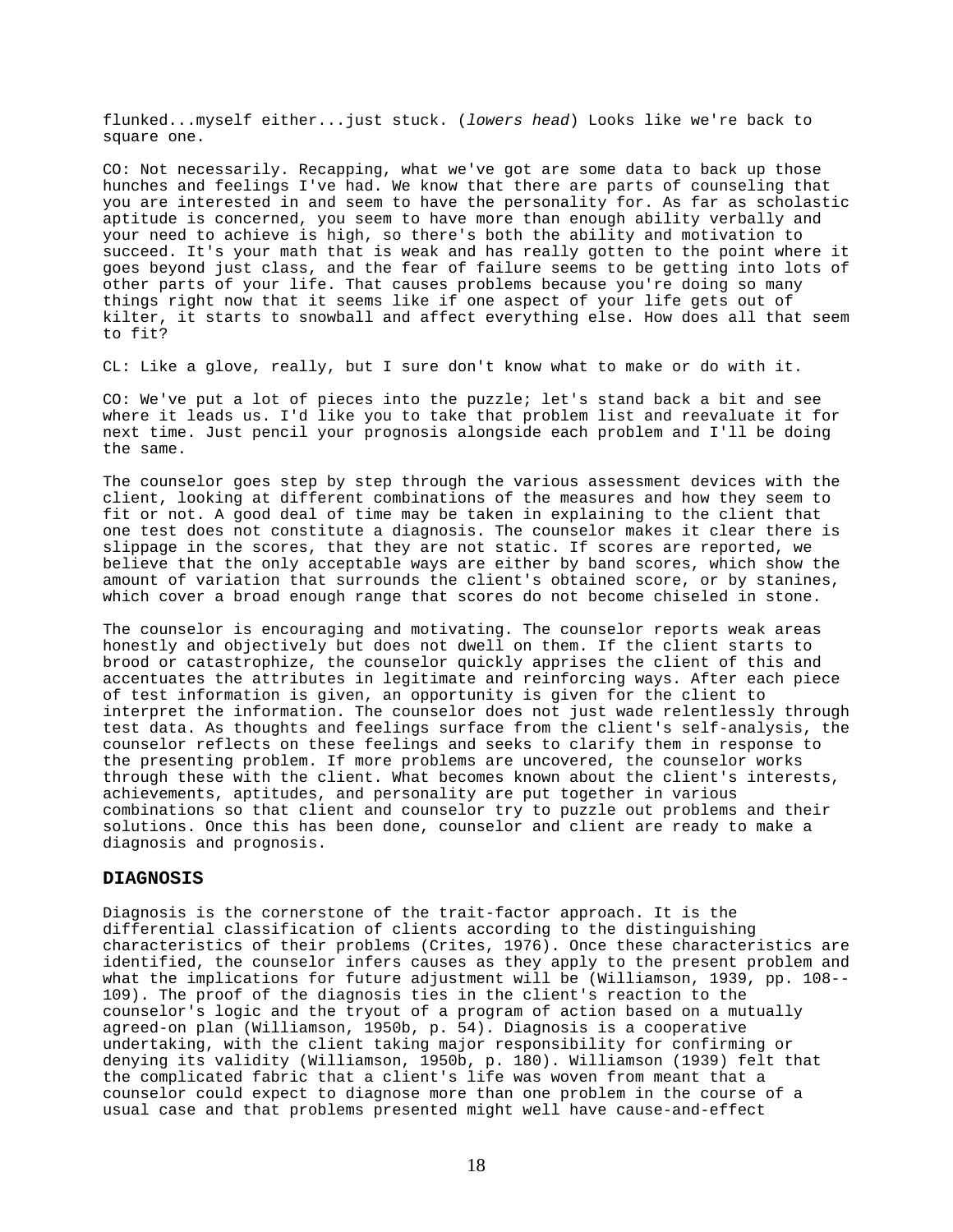flunked...myself either...just stuck. (*lowers head*) Looks like we're back to square one.

CO: Not necessarily. Recapping, what we've got are some data to back up those hunches and feelings I've had. We know that there are parts of counseling that you are interested in and seem to have the personality for. As far as scholastic aptitude is concerned, you seem to have more than enough ability verbally and your need to achieve is high, so there's both the ability and motivation to succeed. It's your math that is weak and has really gotten to the point where it goes beyond just class, and the fear of failure seems to be getting into lots of other parts of your life. That causes problems because you're doing so many things right now that it seems like if one aspect of your life gets out of kilter, it starts to snowball and affect everything else. How does all that seem to fit?

CL: Like a glove, really, but I sure don't know what to make or do with it.

CO: We've put a lot of pieces into the puzzle; let's stand back a bit and see where it leads us. I'd like you to take that problem list and reevaluate it for next time. Just pencil your prognosis alongside each problem and I'll be doing the same.

The counselor goes step by step through the various assessment devices with the client, looking at different combinations of the measures and how they seem to fit or not. A good deal of time may be taken in explaining to the client that one test does not constitute a diagnosis. The counselor makes it clear there is slippage in the scores, that they are not static. If scores are reported, we believe that the only acceptable ways are either by band scores, which show the amount of variation that surrounds the client's obtained score, or by stanines, which cover a broad enough range that scores do not become chiseled in stone.

The counselor is encouraging and motivating. The counselor reports weak areas honestly and objectively but does not dwell on them. If the client starts to brood or catastrophize, the counselor quickly apprises the client of this and accentuates the attributes in legitimate and reinforcing ways. After each piece of test information is given, an opportunity is given for the client to interpret the information. The counselor does not just wade relentlessly through test data. As thoughts and feelings surface from the client's self-analysis, the counselor reflects on these feelings and seeks to clarify them in response to the presenting problem. If more problems are uncovered, the counselor works through these with the client. What becomes known about the client's interests, achievements, aptitudes, and personality are put together in various combinations so that client and counselor try to puzzle out problems and their solutions. Once this has been done, counselor and client are ready to make a diagnosis and prognosis.

## DIAGNOSIS

Diagnosis is the cornerstone of the trait-factor approach. It is the differential classification of clients according to the distinguishing characteristics of their problems (Crites, 1976). Once these characteristics are identified, the counselor infers causes as they apply to the present problem and what the implications for future adjustment will be (Williamson, 1939, pp. 108--109). The proof of the diagnosis ties in the client's reaction to the counselor's logic and the tryout of a program of action based on a mutually agreed-on plan (Williamson, 1950b, p. 54). Diagnosis is a cooperative undertaking, with the client taking major responsibility for confirming or denying its validity (Williamson, 1950b, p. 180). Williamson (1939) felt that the complicated fabric that a client's life was woven from meant that a counselor could expect to diagnose more than one problem in the course of a usual case and that problems presented might well have cause-and-effect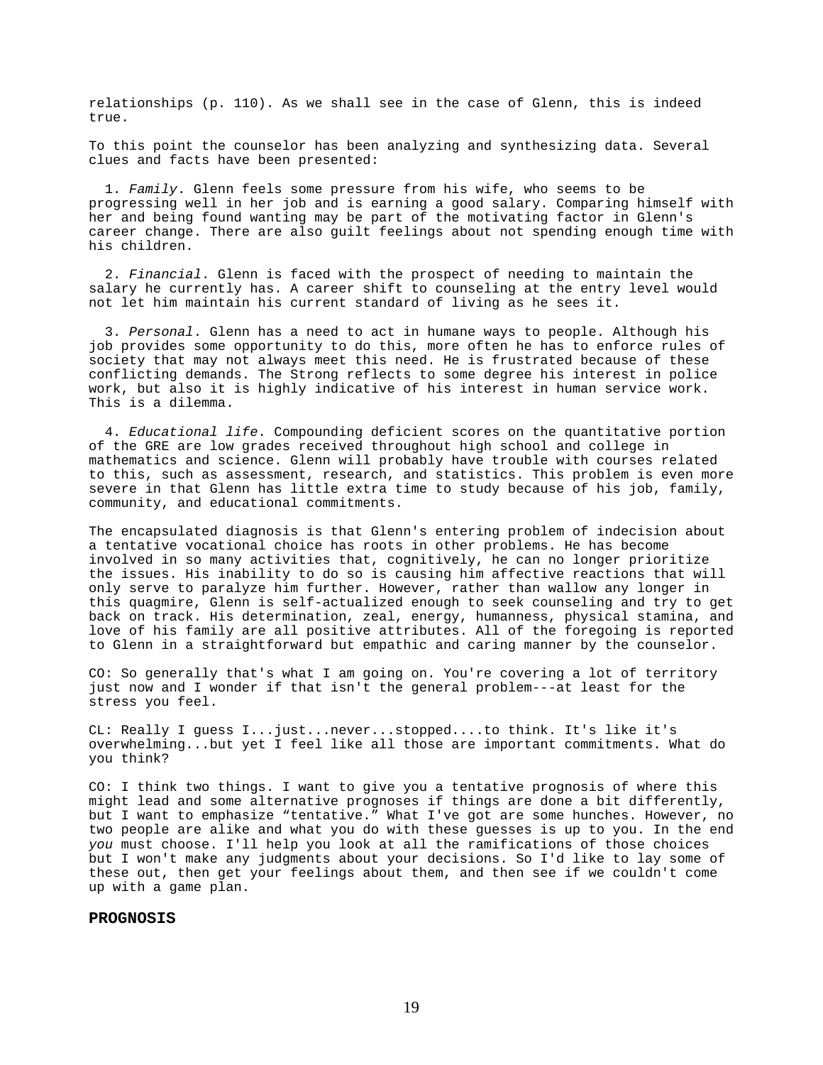relationships (p. 110). As we shall see in the case of Glenn, this is indeed true.

To this point the counselor has been analyzing and synthesizing data. Several clues and facts have been presented:

1. *Family*. Glenn feels some pressure from his wife, who seems to be progressing well in her job and is earning a good salary. Comparing himself with her and being found wanting may be part of the motivating factor in Glenn's career change. There are also guilt feelings about not spending enough time with his children.

2. *Financial*. Glenn is faced with the prospect of needing to maintain the salary he currently has. A career shift to counseling at the entry level would not let him maintain his current standard of living as he sees it.

3. *Personal*. Glenn has a need to act in humane ways to people. Although his job provides some opportunity to do this, more often he has to enforce rules of society that may not always meet this need. He is frustrated because of these conflicting demands. The Strong reflects to some degree his interest in police work, but also it is highly indicative of his interest in human service work. This is a dilemma.

4. *Educational life*. Compounding deficient scores on the quantitative portion of the GRE are low grades received throughout high school and college in mathematics and science. Glenn will probably have trouble with courses related to this, such as assessment, research, and statistics. This problem is even more severe in that Glenn has little extra time to study because of his job, family, community, and educational commitments.

The encapsulated diagnosis is that Glenn's entering problem of indecision about a tentative vocational choice has roots in other problems. He has become involved in so many activities that, cognitively, he can no longer prioritize the issues. His inability to do so is causing him affective reactions that will only serve to paralyze him further. However, rather than wallow any longer in this quagmire, Glenn is self-actualized enough to seek counseling and try to get back on track. His determination, zeal, energy, humanness, physical stamina, and love of his family are all positive attributes. All of the foregoing is reported to Glenn in a straightforward but empathic and caring manner by the counselor.

CO: So generally that's what I am going on. You're covering a lot of territory just now and I wonder if that isn't the general problem---at least for the stress you feel.

CL: Really I guess I...just...never...stopped....to think. It's like it's overwhelming...but yet I feel like all those are important commitments. What do you think?

CO: I think two things. I want to give you a tentative prognosis of where this might lead and some alternative prognoses if things are done a bit differently, but I want to emphasize "tentative." What I've got are some hunches. However, no two people are alike and what you do with these guesses is up to you. In the end *you* must choose. I'll help you look at all the ramifications of those choices but I won't make any judgments about your decisions. So I'd like to lay some of these out, then get your feelings about them, and then see if we couldn't come up with a game plan.

## PROGNOSIS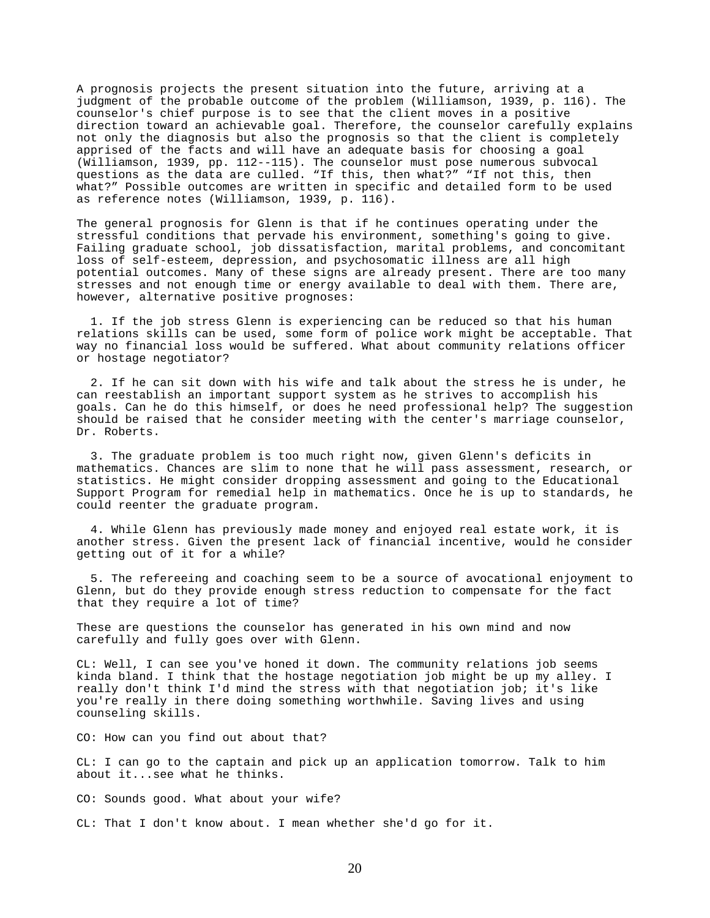A prognosis projects the present situation into the future, arriving at a judgment of the probable outcome of the problem (Williamson, 1939, p. 116). The counselor's chief purpose is to see that the client moves in a positive direction toward an achievable goal. Therefore, the counselor carefully explains not only the diagnosis but also the prognosis so that the client is completely apprised of the facts and will have an adequate basis for choosing a goal (Williamson, 1939, pp. 112--115). The counselor must pose numerous subvocal questions as the data are culled. “If this, then what?” “If not this, then what?” Possible outcomes are written in specific and detailed form to be used as reference notes (Williamson, 1939, p. 116).

The general prognosis for Glenn is that if he continues operating under the stressful conditions that pervade his environment, something's going to give. Failing graduate school, job dissatisfaction, marital problems, and concomitant loss of self-esteem, depression, and psychosomatic illness are all high potential outcomes. Many of these signs are already present. There are too many stresses and not enough time or energy available to deal with them. There are, however, alternative positive prognoses:

1. If the job stress Glenn is experiencing can be reduced so that his human relations skills can be used, some form of police work might be acceptable. That way no financial loss would be suffered. What about community relations officer or hostage negotiator?

2. If he can sit down with his wife and talk about the stress he is under, he can reestablish an important support system as he strives to accomplish his goals. Can he do this himself, or does he need professional help? The suggestion should be raised that he consider meeting with the center's marriage counselor, Dr. Roberts.

3. The graduate problem is too much right now, given Glenn's deficits in mathematics. Chances are slim to none that he will pass assessment, research, or statistics. He might consider dropping assessment and going to the Educational Support Program for remedial help in mathematics. Once he is up to standards, he could reenter the graduate program.

4. While Glenn has previously made money and enjoyed real estate work, it is another stress. Given the present lack of financial incentive, would he consider getting out of it for a while?

5. The refereeing and coaching seem to be a source of avocational enjoyment to Glenn, but do they provide enough stress reduction to compensate for the fact that they require a lot of time?

These are questions the counselor has generated in his own mind and now carefully and fully goes over with Glenn.

CL: Well, I can see you've honed it down. The community relations job seems kinda bland. I think that the hostage negotiation job might be up my alley. I really don't think I'd mind the stress with that negotiation job; it's like you're really in there doing something worthwhile. Saving lives and using counseling skills.

CO: How can you find out about that?

CL: I can go to the captain and pick up an application tomorrow. Talk to him about it...see what he thinks.

CO: Sounds good. What about your wife?

CL: That I don't know about. I mean whether she'd go for it.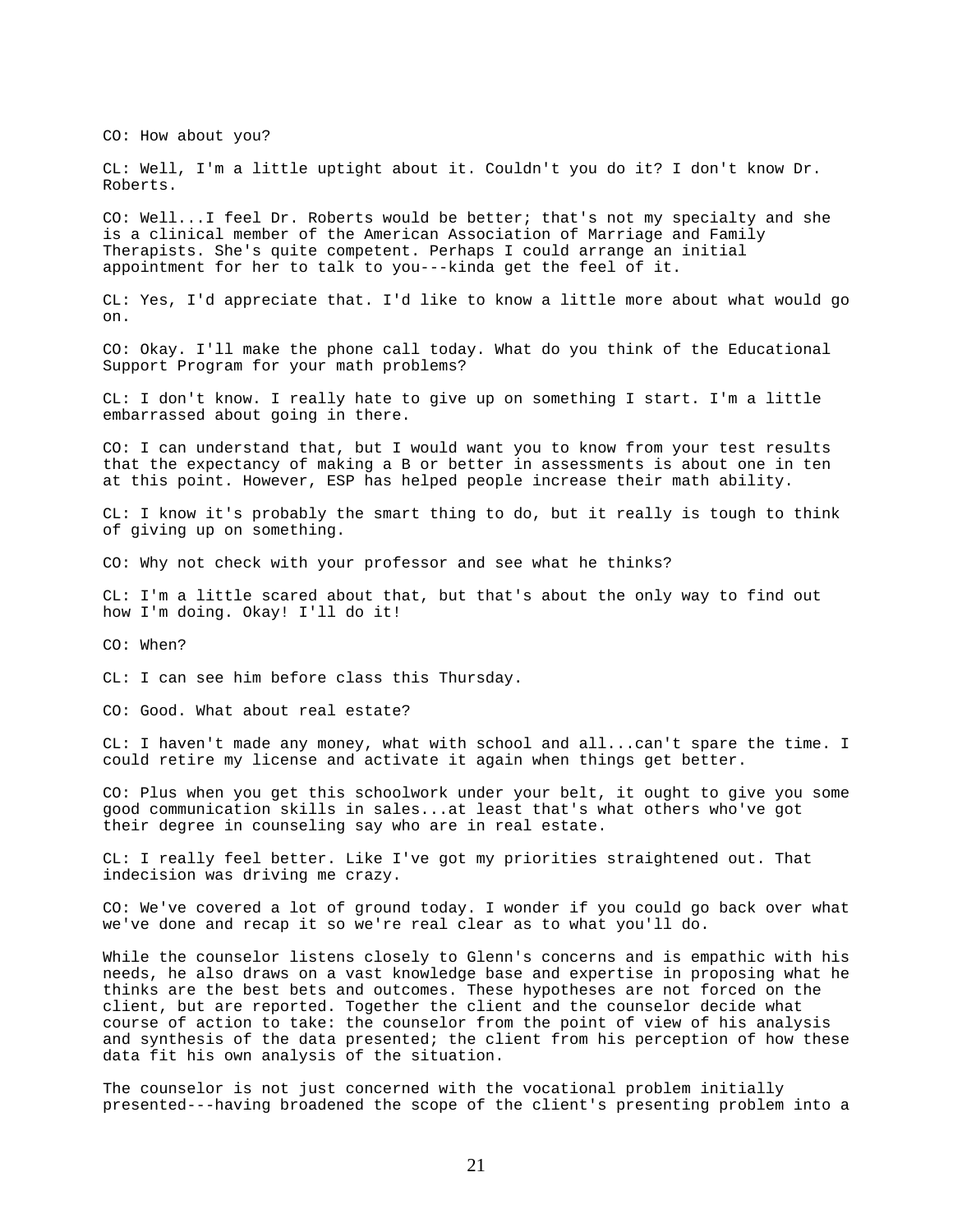CO: How about you?

CL: Well, I'm a little uptight about it. Couldn't you do it? I don't know Dr. Roberts.

CO: Well...I feel Dr. Roberts would be better; that's not my specialty and she is a clinical member of the American Association of Marriage and Family Therapists. She's quite competent. Perhaps I could arrange an initial appointment for her to talk to you---kinda get the feel of it.

CL: Yes, I'd appreciate that. I'd like to know a little more about what would go on.

CO: Okay. I'll make the phone call today. What do you think of the Educational Support Program for your math problems?

CL: I don't know. I really hate to give up on something I start. I'm a little embarrassed about going in there.

CO: I can understand that, but I would want you to know from your test results that the expectancy of making a B or better in assessments is about one in ten at this point. However, ESP has helped people increase their math ability.

CL: I know it's probably the smart thing to do, but it really is tough to think of giving up on something.

CO: Why not check with your professor and see what he thinks?

CL: I'm a little scared about that, but that's about the only way to find out how I'm doing. Okay! I'll do it!

CO: When?

CL: I can see him before class this Thursday.

CO: Good. What about real estate?

CL: I haven't made any money, what with school and all...can't spare the time. I could retire my license and activate it again when things get better.

CO: Plus when you get this schoolwork under your belt, it ought to give you some good communication skills in sales...at least that's what others who've got their degree in counseling say who are in real estate.

CL: I really feel better. Like I've got my priorities straightened out. That indecision was driving me crazy.

CO: We've covered a lot of ground today. I wonder if you could go back over what we've done and recap it so we're real clear as to what you'll do.

While the counselor listens closely to Glenn's concerns and is empathic with his needs, he also draws on a vast knowledge base and expertise in proposing what he thinks are the best bets and outcomes. These hypotheses are not forced on the client, but are reported. Together the client and the counselor decide what course of action to take: the counselor from the point of view of his analysis and synthesis of the data presented; the client from his perception of how these data fit his own analysis of the situation.

The counselor is not just concerned with the vocational problem initially presented---having broadened the scope of the client's presenting problem into a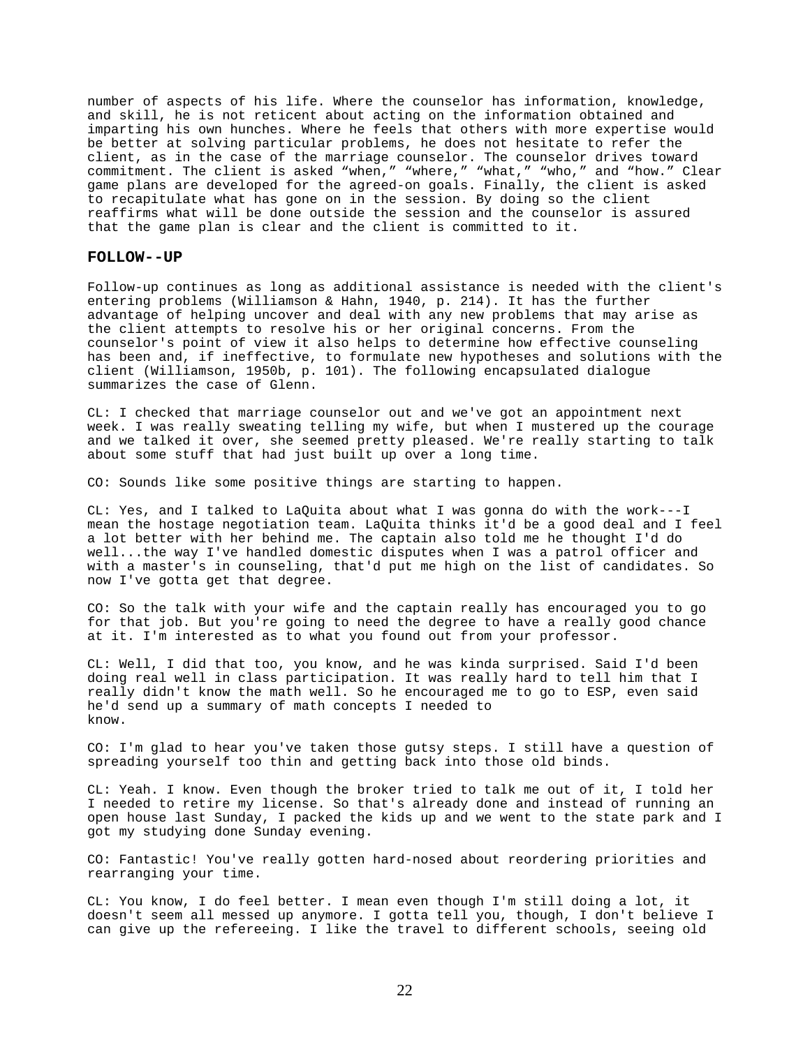number of aspects of his life. Where the counselor has information, knowledge, and skill, he is not reticent about acting on the information obtained and imparting his own hunches. Where he feels that others with more expertise would be better at solving particular problems, he does not hesitate to refer the client, as in the case of the marriage counselor. The counselor drives toward commitment. The client is asked "when," "where," "what," "who," and "how." Clear game plans are developed for the agreed-on goals. Finally, the client is asked to recapitulate what has gone on in the session. By doing so the client reaffirms what will be done outside the session and the counselor is assured that the game plan is clear and the client is committed to it.

## FOLLOW--UP

Follow-up continues as long as additional assistance is needed with the client's entering problems (Williamson & Hahn, 1940, p. 214). It has the further advantage of helping uncover and deal with any new problems that may arise as the client attempts to resolve his or her original concerns. From the counselor's point of view it also helps to determine how effective counseling has been and, if ineffective, to formulate new hypotheses and solutions with the client (Williamson, 1950b, p. 101). The following encapsulated dialogue summarizes the case of Glenn.

CL: I checked that marriage counselor out and we've got an appointment next week. I was really sweating telling my wife, but when I mustered up the courage and we talked it over, she seemed pretty pleased. We're really starting to talk about some stuff that had just built up over a long time.

CO: Sounds like some positive things are starting to happen.

CL: Yes, and I talked to LaQuita about what I was gonna do with the work---I mean the hostage negotiation team. LaQuita thinks it'd be a good deal and I feel a lot better with her behind me. The captain also told me he thought I'd do well...the way I've handled domestic disputes when I was a patrol officer and with a master's in counseling, that'd put me high on the list of candidates. So now I've gotta get that degree.

CO: So the talk with your wife and the captain really has encouraged you to go for that job. But you're going to need the degree to have a really good chance at it. I'm interested as to what you found out from your professor.

CL: Well, I did that too, you know, and he was kinda surprised. Said I'd been doing real well in class participation. It was really hard to tell him that I really didn't know the math well. So he encouraged me to go to ESP, even said he'd send up a summary of math concepts I needed to know.

CO: I'm glad to hear you've taken those gutsy steps. I still have a question of spreading yourself too thin and getting back into those old binds.

CL: Yeah. I know. Even though the broker tried to talk me out of it, I told her I needed to retire my license. So that's already done and instead of running an open house last Sunday, I packed the kids up and we went to the state park and I got my studying done Sunday evening.

CO: Fantastic! You've really gotten hard-nosed about reordering priorities and rearranging your time.

CL: You know, I do feel better. I mean even though I'm still doing a lot, it doesn't seem all messed up anymore. I gotta tell you, though, I don't believe I can give up the refereeing. I like the travel to different schools, seeing old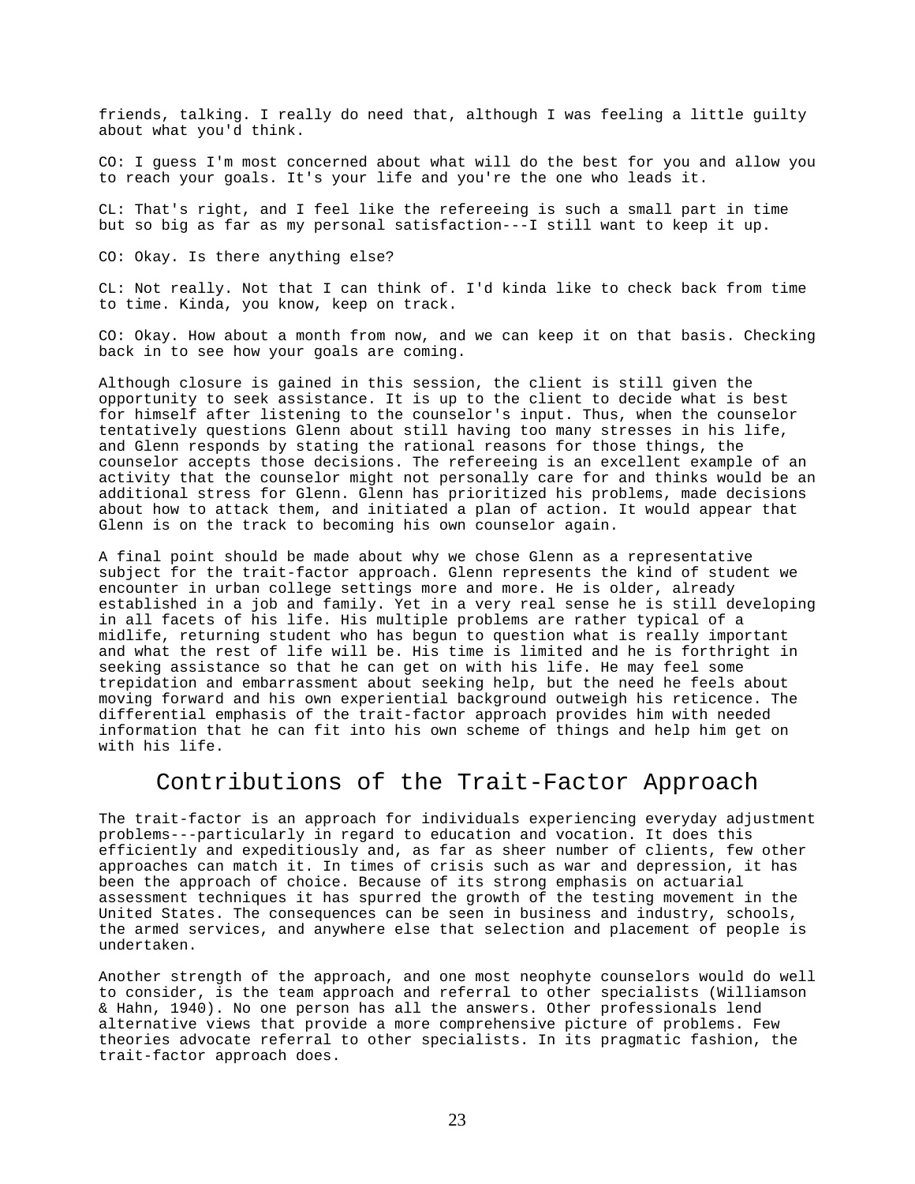friends, talking. I really do need that, although I was feeling a little guilty about what you'd think.

CO: I guess I'm most concerned about what will do the best for you and allow you to reach your goals. It's your life and you're the one who leads it.

CL: That's right, and I feel like the refereeing is such a small part in time but so big as far as my personal satisfaction---I still want to keep it up.

CO: Okay. Is there anything else?

CL: Not really. Not that I can think of. I'd kinda like to check back from time to time. Kinda, you know, keep on track.

CO: Okay. How about a month from now, and we can keep it on that basis. Checking back in to see how your goals are coming.

Although closure is gained in this session, the client is still given the opportunity to seek assistance. It is up to the client to decide what is best for himself after listening to the counselor's input. Thus, when the counselor tentatively questions Glenn about still having too many stresses in his life, and Glenn responds by stating the rational reasons for those things, the counselor accepts those decisions. The refereeing is an excellent example of an activity that the counselor might not personally care for and thinks would be an additional stress for Glenn. Glenn has prioritized his problems, made decisions about how to attack them, and initiated a plan of action. It would appear that Glenn is on the track to becoming his own counselor again.

A final point should be made about why we chose Glenn as a representative subject for the trait-factor approach. Glenn represents the kind of student we encounter in urban college settings more and more. He is older, already established in a job and family. Yet in a very real sense he is still developing in all facets of his life. His multiple problems are rather typical of a midlife, returning student who has begun to question what is really important and what the rest of life will be. His time is limited and he is forthright in seeking assistance so that he can get on with his life. He may feel some trepidation and embarrassment about seeking help, but the need he feels about moving forward and his own experiential background outweigh his reticence. The differential emphasis of the trait-factor approach provides him with needed information that he can fit into his own scheme of things and help him get on with his life.

## Contributions of the Trait-Factor Approach

The trait-factor is an approach for individuals experiencing everyday adjustment problems---particularly in regard to education and vocation. It does this efficiently and expeditiously and, as far as sheer number of clients, few other approaches can match it. In times of crisis such as war and depression, it has been the approach of choice. Because of its strong emphasis on actuarial assessment techniques it has spurred the growth of the testing movement in the United States. The consequences can be seen in business and industry, schools, the armed services, and anywhere else that selection and placement of people is undertaken.

Another strength of the approach, and one most neophyte counselors would do well to consider, is the team approach and referral to other specialists (Williamson & Hahn, 1940). No one person has all the answers. Other professionals lend alternative views that provide a more comprehensive picture of problems. Few theories advocate referral to other specialists. In its pragmatic fashion, the trait-factor approach does.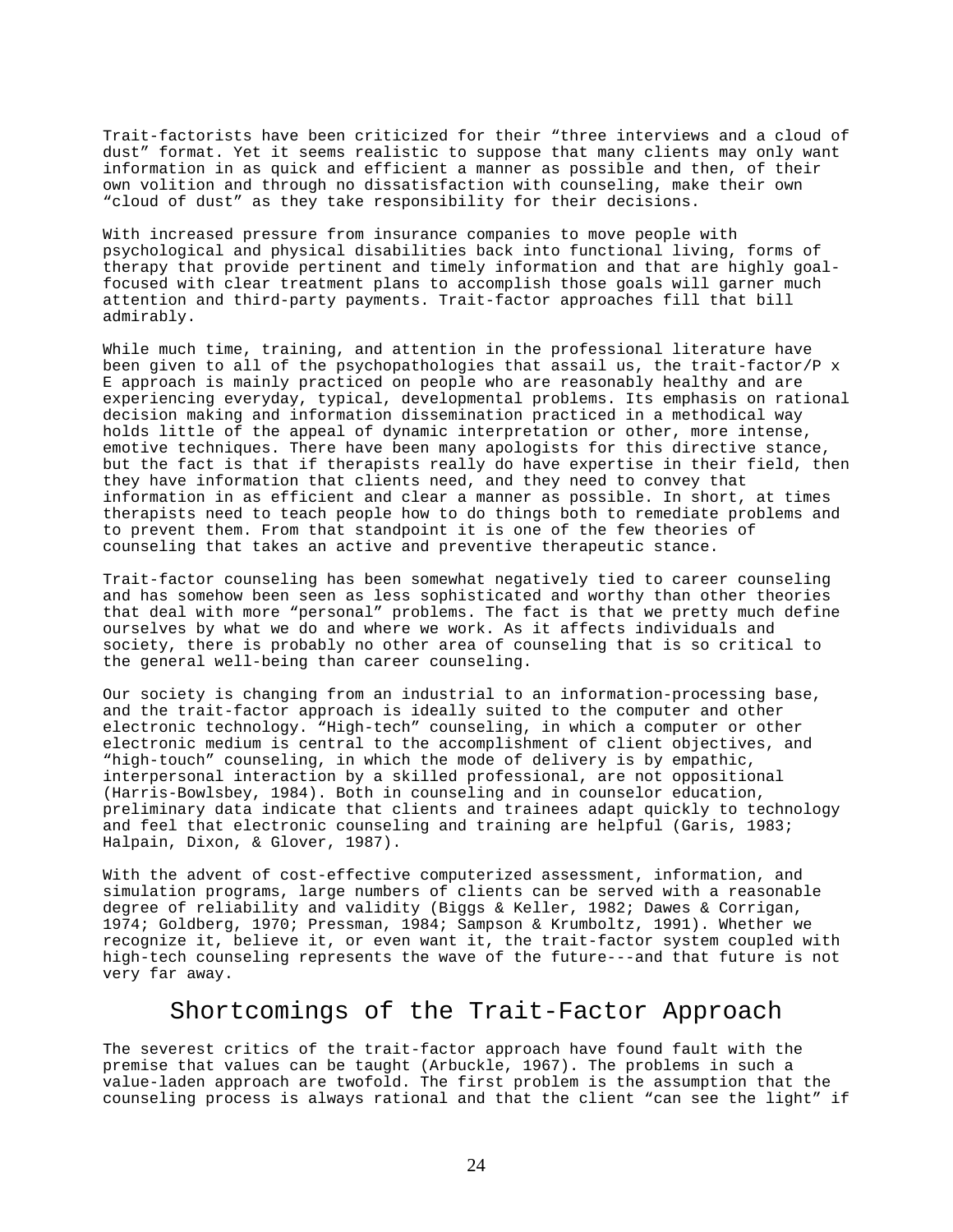Trait-factorists have been criticized for their "three interviews and a cloud of dust" format. Yet it seems realistic to suppose that many clients may only want information in as quick and efficient a manner as possible and then, of their own volition and through no dissatisfaction with counseling, make their own "cloud of dust" as they take responsibility for their decisions.

With increased pressure from insurance companies to move people with psychological and physical disabilities back into functional living, forms of therapy that provide pertinent and timely information and that are highly goal-focused with clear treatment plans to accomplish those goals will garner much attention and third-party payments. Trait-factor approaches fill that bill admirably.

While much time, training, and attention in the professional literature have been given to all of the psychopathologies that assail us, the trait-factor/P x E approach is mainly practiced on people who are reasonably healthy and are experiencing everyday, typical, developmental problems. Its emphasis on rational decision making and information dissemination practiced in a methodical way holds little of the appeal of dynamic interpretation or other, more intense, emotive techniques. There have been many apologists for this directive stance, but the fact is that if therapists really do have expertise in their field, then they have information that clients need, and they need to convey that information in as efficient and clear a manner as possible. In short, at times therapists need to teach people how to do things both to remediate problems and to prevent them. From that standpoint it is one of the few theories of counseling that takes an active and preventive therapeutic stance.

Trait-factor counseling has been somewhat negatively tied to career counseling and has somehow been seen as less sophisticated and worthy than other theories that deal with more "personal" problems. The fact is that we pretty much define ourselves by what we do and where we work. As it affects individuals and society, there is probably no other area of counseling that is so critical to the general well-being than career counseling.

Our society is changing from an industrial to an information-processing base, and the trait-factor approach is ideally suited to the computer and other electronic technology. "High-tech" counseling, in which a computer or other electronic medium is central to the accomplishment of client objectives, and "high-touch" counseling, in which the mode of delivery is by empathic, interpersonal interaction by a skilled professional, are not oppositional (Harris-Bowlsbey, 1984). Both in counseling and in counselor education, preliminary data indicate that clients and trainees adapt quickly to technology and feel that electronic counseling and training are helpful (Garis, 1983; Halpain, Dixon, & Glover, 1987).

With the advent of cost-effective computerized assessment, information, and simulation programs, large numbers of clients can be served with a reasonable degree of reliability and validity (Biggs & Keller, 1982; Dawes & Corrigan, 1974; Goldberg, 1970; Pressman, 1984; Sampson & Krumboltz, 1991). Whether we recognize it, believe it, or even want it, the trait-factor system coupled with high-tech counseling represents the wave of the future---and that future is not very far away.

## Shortcomings of the Trait-Factor Approach

The severest critics of the trait-factor approach have found fault with the premise that values can be taught (Arbuckle, 1967). The problems in such a value-laden approach are twofold. The first problem is the assumption that the counseling process is always rational and that the client "can see the light" if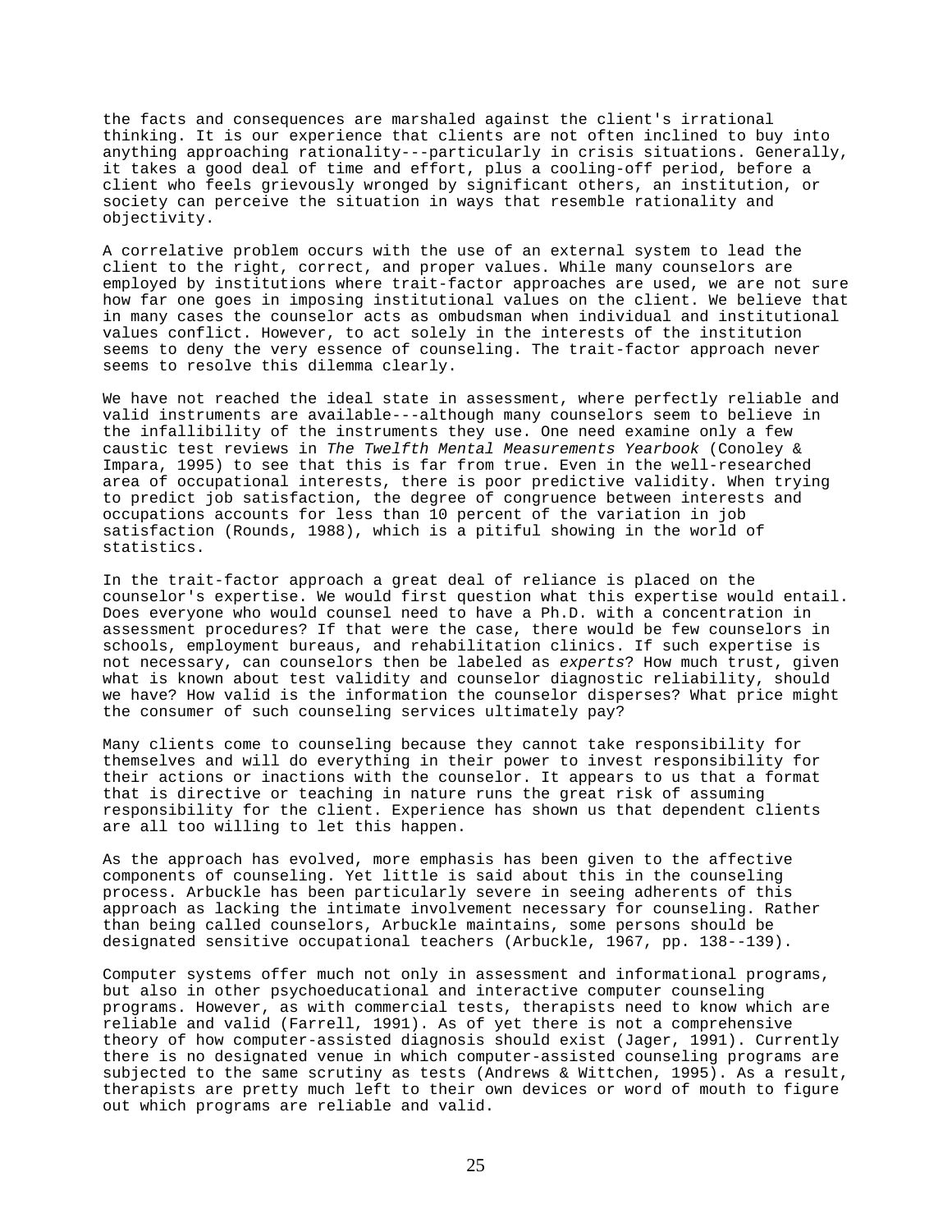the facts and consequences are marshaled against the client's irrational thinking. It is our experience that clients are not often inclined to buy into anything approaching rationality---particularly in crisis situations. Generally, it takes a good deal of time and effort, plus a cooling-off period, before a client who feels grievously wronged by significant others, an institution, or society can perceive the situation in ways that resemble rationality and objectivity.

A correlative problem occurs with the use of an external system to lead the client to the right, correct, and proper values. While many counselors are employed by institutions where trait-factor approaches are used, we are not sure how far one goes in imposing institutional values on the client. We believe that in many cases the counselor acts as ombudsman when individual and institutional values conflict. However, to act solely in the interests of the institution seems to deny the very essence of counseling. The trait-factor approach never seems to resolve this dilemma clearly.

We have not reached the ideal state in assessment, where perfectly reliable and valid instruments are available---although many counselors seem to believe in the infallibility of the instruments they use. One need examine only a few caustic test reviews in *The Twelfth Mental Measurements Yearbook* (Conoley & Impara, 1995) to see that this is far from true. Even in the well-researched area of occupational interests, there is poor predictive validity. When trying to predict job satisfaction, the degree of congruence between interests and occupations accounts for less than 10 percent of the variation in job satisfaction (Rounds, 1988), which is a pitiful showing in the world of statistics.

In the trait-factor approach a great deal of reliance is placed on the counselor's expertise. We would first question what this expertise would entail. Does everyone who would counsel need to have a Ph.D. with a concentration in assessment procedures? If that were the case, there would be few counselors in schools, employment bureaus, and rehabilitation clinics. If such expertise is not necessary, can counselors then be labeled as *experts*? How much trust, given what is known about test validity and counselor diagnostic reliability, should we have? How valid is the information the counselor disperses? What price might the consumer of such counseling services ultimately pay?

Many clients come to counseling because they cannot take responsibility for themselves and will do everything in their power to invest responsibility for their actions or inactions with the counselor. It appears to us that a format that is directive or teaching in nature runs the great risk of assuming responsibility for the client. Experience has shown us that dependent clients are all too willing to let this happen.

As the approach has evolved, more emphasis has been given to the affective components of counseling. Yet little is said about this in the counseling process. Arbuckle has been particularly severe in seeing adherents of this approach as lacking the intimate involvement necessary for counseling. Rather than being called counselors, Arbuckle maintains, some persons should be designated sensitive occupational teachers (Arbuckle, 1967, pp. 138--139).

Computer systems offer much not only in assessment and informational programs, but also in other psychoeducational and interactive computer counseling programs. However, as with commercial tests, therapists need to know which are reliable and valid (Farrell, 1991). As of yet there is not a comprehensive theory of how computer-assisted diagnosis should exist (Jager, 1991). Currently there is no designated venue in which computer-assisted counseling programs are subjected to the same scrutiny as tests (Andrews & Wittchen, 1995). As a result, therapists are pretty much left to their own devices or word of mouth to figure out which programs are reliable and valid.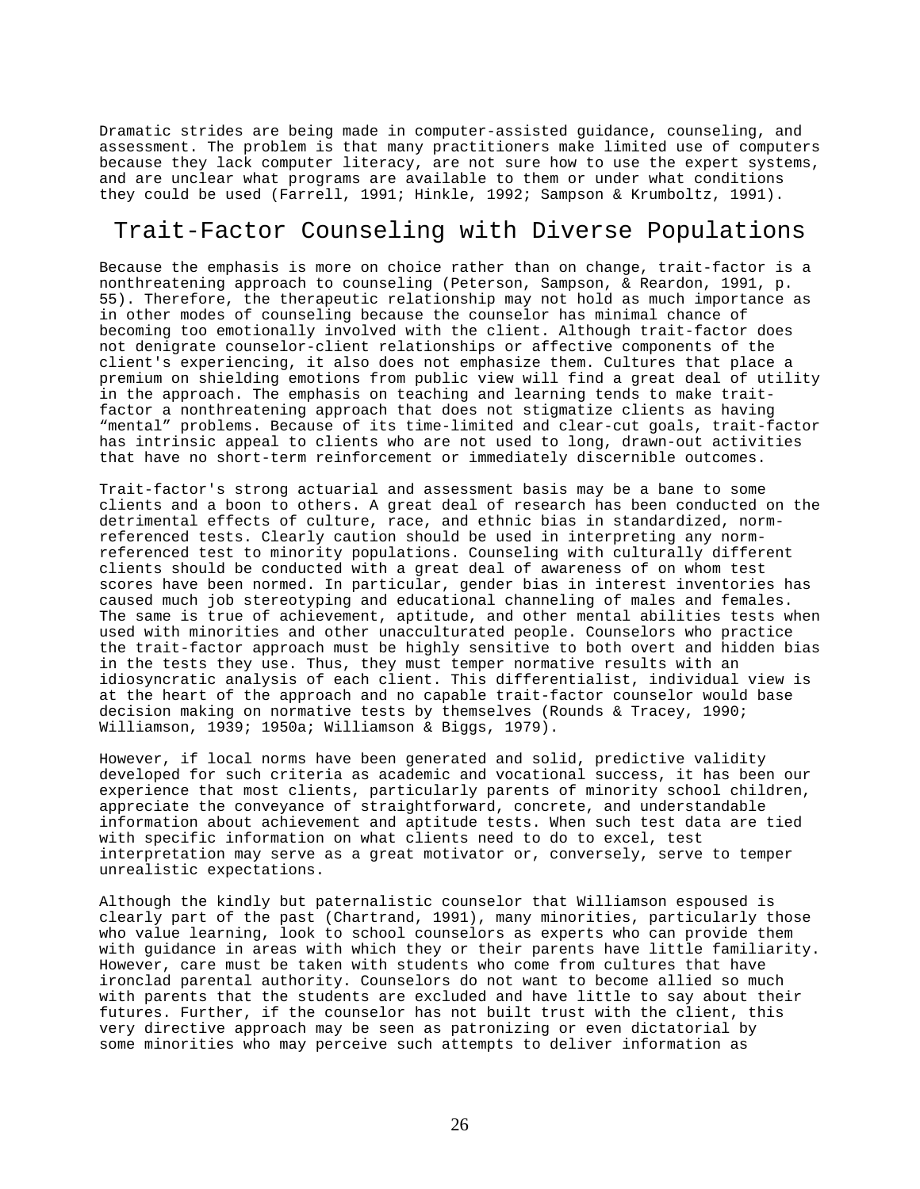Dramatic strides are being made in computer-assisted guidance, counseling, and assessment. The problem is that many practitioners make limited use of computers because they lack computer literacy, are not sure how to use the expert systems, and are unclear what programs are available to them or under what conditions they could be used (Farrell, 1991; Hinkle, 1992; Sampson & Krumboltz, 1991).

## Trait-Factor Counseling with Diverse Populations

Because the emphasis is more on choice rather than on change, trait-factor is a nonthreatening approach to counseling (Peterson, Sampson, & Reardon, 1991, p. 55). Therefore, the therapeutic relationship may not hold as much importance as in other modes of counseling because the counselor has minimal chance of becoming too emotionally involved with the client. Although trait-factor does not denigrate counselor-client relationships or affective components of the client's experiencing, it also does not emphasize them. Cultures that place a premium on shielding emotions from public view will find a great deal of utility in the approach. The emphasis on teaching and learning tends to make trait-factor a nonthreatening approach that does not stigmatize clients as having “mental” problems. Because of its time-limited and clear-cut goals, trait-factor has intrinsic appeal to clients who are not used to long, drawn-out activities that have no short-term reinforcement or immediately discernible outcomes.

Trait-factor's strong actuarial and assessment basis may be a bane to some clients and a boon to others. A great deal of research has been conducted on the detrimental effects of culture, race, and ethnic bias in standardized, norm-referenced tests. Clearly caution should be used in interpreting any norm-referenced test to minority populations. Counseling with culturally different clients should be conducted with a great deal of awareness of on whom test scores have been normed. In particular, gender bias in interest inventories has caused much job stereotyping and educational channeling of males and females. The same is true of achievement, aptitude, and other mental abilities tests when used with minorities and other unacculturated people. Counselors who practice the trait-factor approach must be highly sensitive to both overt and hidden bias in the tests they use. Thus, they must temper normative results with an idiosyncratic analysis of each client. This differentialist, individual view is at the heart of the approach and no capable trait-factor counselor would base decision making on normative tests by themselves (Rounds & Tracey, 1990; Williamson, 1939; 1950a; Williamson & Biggs, 1979).

However, if local norms have been generated and solid, predictive validity developed for such criteria as academic and vocational success, it has been our experience that most clients, particularly parents of minority school children, appreciate the conveyance of straightforward, concrete, and understandable information about achievement and aptitude tests. When such test data are tied with specific information on what clients need to do to excel, test interpretation may serve as a great motivator or, conversely, serve to temper unrealistic expectations.

Although the kindly but paternalistic counselor that Williamson espoused is clearly part of the past (Chartrand, 1991), many minorities, particularly those who value learning, look to school counselors as experts who can provide them with guidance in areas with which they or their parents have little familiarity. However, care must be taken with students who come from cultures that have ironclad parental authority. Counselors do not want to become allied so much with parents that the students are excluded and have little to say about their futures. Further, if the counselor has not built trust with the client, this very directive approach may be seen as patronizing or even dictatorial by some minorities who may perceive such attempts to deliver information as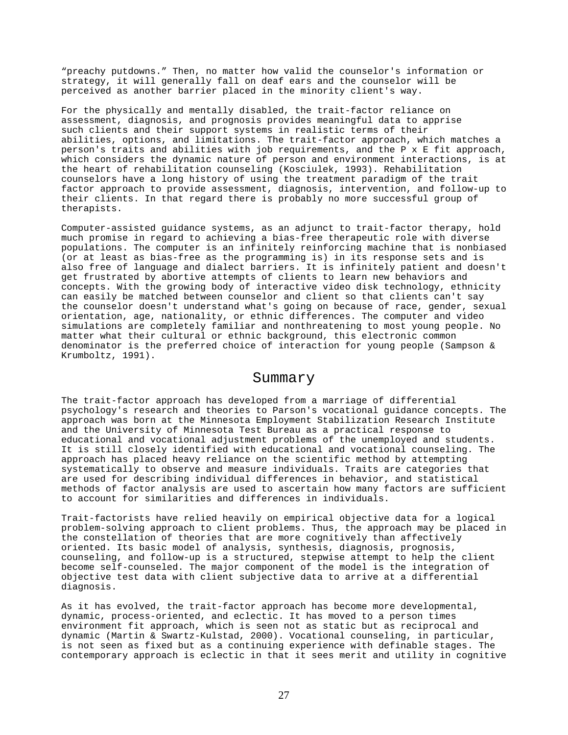"preachy putdowns." Then, no matter how valid the counselor's information or strategy, it will generally fall on deaf ears and the counselor will be perceived as another barrier placed in the minority client's way.

For the physically and mentally disabled, the trait-factor reliance on assessment, diagnosis, and prognosis provides meaningful data to apprise such clients and their support systems in realistic terms of their abilities, options, and limitations. The trait-factor approach, which matches a person's traits and abilities with job requirements, and the P x E fit approach, which considers the dynamic nature of person and environment interactions, is at the heart of rehabilitation counseling (Kosciulek, 1993). Rehabilitation counselors have a long history of using the treatment paradigm of the trait factor approach to provide assessment, diagnosis, intervention, and follow-up to their clients. In that regard there is probably no more successful group of therapists.

Computer-assisted guidance systems, as an adjunct to trait-factor therapy, hold much promise in regard to achieving a bias-free therapeutic role with diverse populations. The computer is an infinitely reinforcing machine that is nonbiased (or at least as bias-free as the programming is) in its response sets and is also free of language and dialect barriers. It is infinitely patient and doesn't get frustrated by abortive attempts of clients to learn new behaviors and concepts. With the growing body of interactive video disk technology, ethnicity can easily be matched between counselor and client so that clients can't say the counselor doesn't understand what's going on because of race, gender, sexual orientation, age, nationality, or ethnic differences. The computer and video simulations are completely familiar and nonthreatening to most young people. No matter what their cultural or ethnic background, this electronic common denominator is the preferred choice of interaction for young people (Sampson & Krumboltz, 1991).

## Summary

The trait-factor approach has developed from a marriage of differential psychology's research and theories to Parson's vocational guidance concepts. The approach was born at the Minnesota Employment Stabilization Research Institute and the University of Minnesota Test Bureau as a practical response to educational and vocational adjustment problems of the unemployed and students. It is still closely identified with educational and vocational counseling. The approach has placed heavy reliance on the scientific method by attempting systematically to observe and measure individuals. Traits are categories that are used for describing individual differences in behavior, and statistical methods of factor analysis are used to ascertain how many factors are sufficient to account for similarities and differences in individuals.

Trait-factorists have relied heavily on empirical objective data for a logical problem-solving approach to client problems. Thus, the approach may be placed in the constellation of theories that are more cognitively than affectively oriented. Its basic model of analysis, synthesis, diagnosis, prognosis, counseling, and follow-up is a structured, stepwise attempt to help the client become self-counseled. The major component of the model is the integration of objective test data with client subjective data to arrive at a differential diagnosis.

As it has evolved, the trait-factor approach has become more developmental, dynamic, process-oriented, and eclectic. It has moved to a person times environment fit approach, which is seen not as static but as reciprocal and dynamic (Martin & Swartz-Kulstad, 2000). Vocational counseling, in particular, is not seen as fixed but as a continuing experience with definable stages. The contemporary approach is eclectic in that it sees merit and utility in cognitive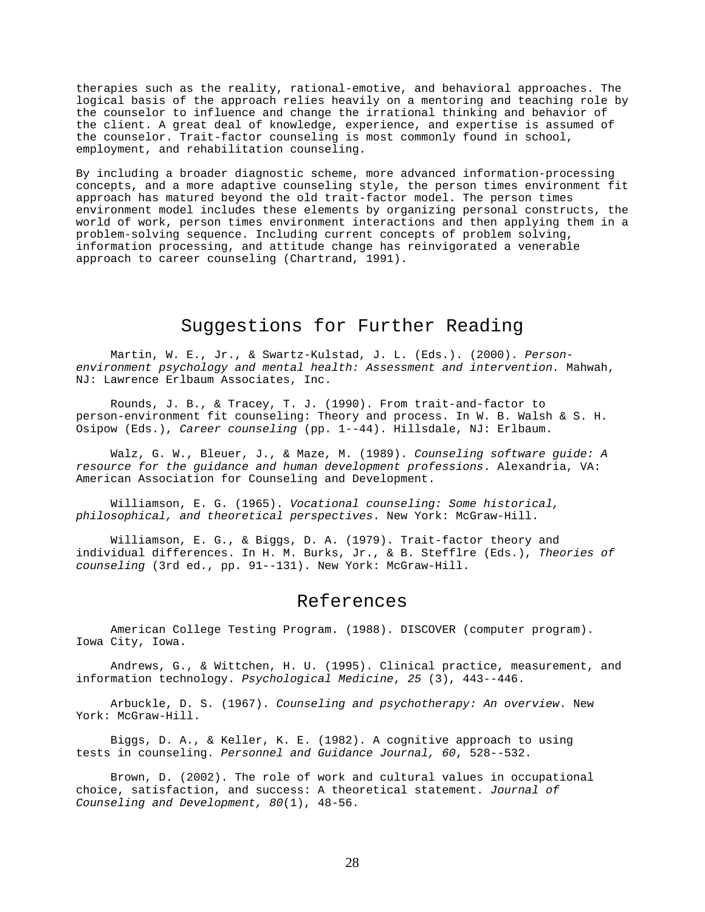therapies such as the reality, rational-emotive, and behavioral approaches. The logical basis of the approach relies heavily on a mentoring and teaching role by the counselor to influence and change the irrational thinking and behavior of the client. A great deal of knowledge, experience, and expertise is assumed of the counselor. Trait-factor counseling is most commonly found in school, employment, and rehabilitation counseling.

By including a broader diagnostic scheme, more advanced information-processing concepts, and a more adaptive counseling style, the person times environment fit approach has matured beyond the old trait-factor model. The person times environment model includes these elements by organizing personal constructs, the world of work, person times environment interactions and then applying them in a problem-solving sequence. Including current concepts of problem solving, information processing, and attitude change has reinvigorated a venerable approach to career counseling (Chartrand, 1991).

## Suggestions for Further Reading

Martin, W. E., Jr., & Swartz-Kulstad, J. L. (Eds.). (2000). *Person-environment psychology and mental health: Assessment and intervention.* Mahwah, NJ: Lawrence Erlbaum Associates, Inc.

Rounds, J. B., & Tracey, T. J. (1990). From trait-and-factor to person-environment fit counseling: Theory and process. In W. B. Walsh & S. H. Osipow (Eds.), *Career counseling* (pp. 1--44). Hillsdale, NJ: Erlbaum.

Walz, G. W., Bleuer, J., & Maze, M. (1989). *Counseling software guide: A resource for the guidance and human development professions*. Alexandria, VA: American Association for Counseling and Development.

Williamson, E. G. (1965). *Vocational counseling: Some historical, philosophical, and theoretical perspectives*. New York: McGraw-Hill.

Williamson, E. G., & Biggs, D. A. (1979). Trait-factor theory and individual differences. In H. M. Burks, Jr., & B. Stefflre (Eds.), *Theories of counseling* (3rd ed., pp. 91--131). New York: McGraw-Hill.

## References

American College Testing Program. (1988). DISCOVER (computer program). Iowa City, Iowa.

Andrews, G., & Wittchen, H. U. (1995). Clinical practice, measurement, and information technology. *Psychological Medicine*, *25* (3), 443--446.

Arbuckle, D. S. (1967). *Counseling and psychotherapy: An overview*. New York: McGraw-Hill.

Biggs, D. A., & Keller, K. E. (1982). A cognitive approach to using tests in counseling. *Personnel and Guidance Journal, 60*, 528--532.

Brown, D. (2002). The role of work and cultural values in occupational choice, satisfaction, and success: A theoretical statement. *Journal of Counseling and Development, 80*(1), 48-56.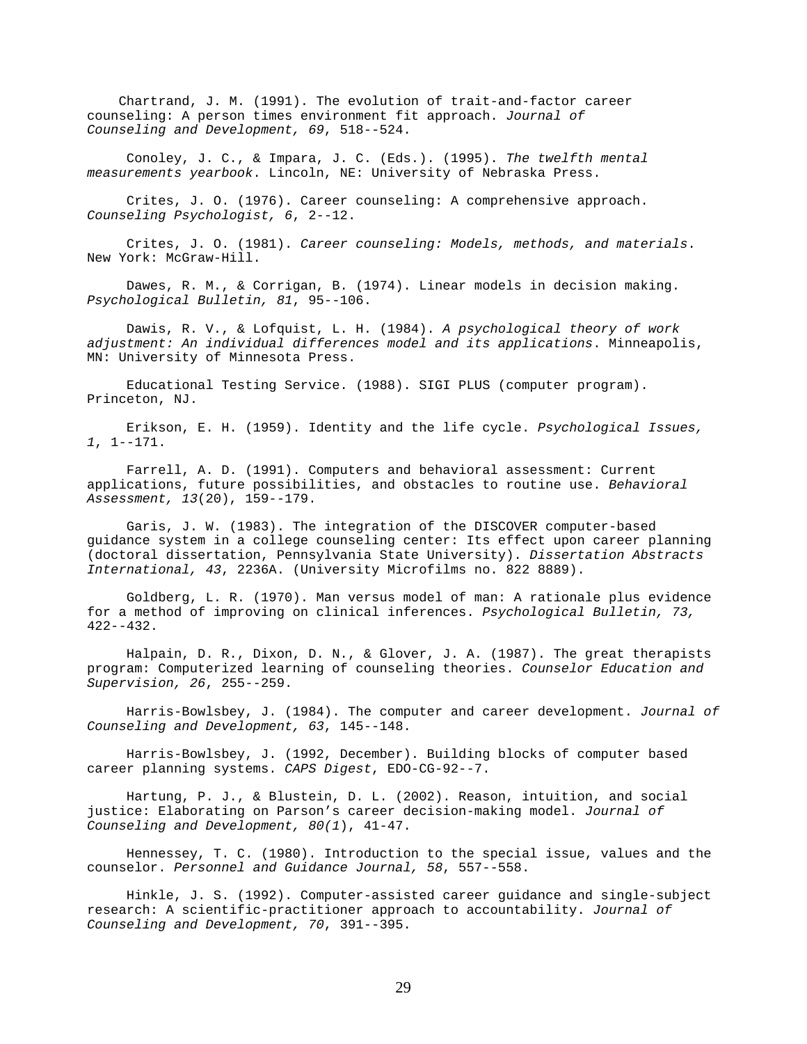Chartrand, J. M. (1991). The evolution of trait-and-factor career counseling: A person times environment fit approach. *Journal of Counseling and Development, 69*, 518--524.

Conoley, J. C., & Impara, J. C. (Eds.). (1995). *The twelfth mental measurements yearbook*. Lincoln, NE: University of Nebraska Press.

Crites, J. O. (1976). Career counseling: A comprehensive approach. *Counseling Psychologist, 6*, 2--12.

Crites, J. O. (1981). *Career counseling: Models, methods, and materials*. New York: McGraw-Hill.

Dawes, R. M., & Corrigan, B. (1974). Linear models in decision making. *Psychological Bulletin, 81*, 95--106.

Dawis, R. V., & Lofquist, L. H. (1984). *A psychological theory of work adjustment: An individual differences model and its applications*. Minneapolis, MN: University of Minnesota Press.

Educational Testing Service. (1988). SIGI PLUS (computer program). Princeton, NJ.

Erikson, E. H. (1959). Identity and the life cycle. *Psychological Issues, 1*, 1--171.

Farrell, A. D. (1991). Computers and behavioral assessment: Current applications, future possibilities, and obstacles to routine use. *Behavioral Assessment, 13*(20), 159--179.

Garis, J. W. (1983). The integration of the DISCOVER computer-based guidance system in a college counseling center: Its effect upon career planning (doctoral dissertation, Pennsylvania State University). *Dissertation Abstracts International, 43*, 2236A. (University Microfilms no. 822 8889).

Goldberg, L. R. (1970). Man versus model of man: A rationale plus evidence for a method of improving on clinical inferences. *Psychological Bulletin, 73,* 422--432.

Halpain, D. R., Dixon, D. N., & Glover, J. A. (1987). The great therapists program: Computerized learning of counseling theories. *Counselor Education and Supervision, 26*, 255--259.

Harris-Bowlsbey, J. (1984). The computer and career development. *Journal of Counseling and Development, 63*, 145--148.

Harris-Bowlsbey, J. (1992, December). Building blocks of computer based career planning systems. *CAPS Digest*, EDO-CG-92--7.

Hartung, P. J., & Blustein, D. L. (2002). Reason, intuition, and social justice: Elaborating on Parson's career decision-making model. *Journal of Counseling and Development, 80(1*), 41-47.

Hennessey, T. C. (1980). Introduction to the special issue, values and the counselor. *Personnel and Guidance Journal, 58*, 557--558.

Hinkle, J. S. (1992). Computer-assisted career guidance and single-subject research: A scientific-practitioner approach to accountability. *Journal of Counseling and Development, 70*, 391--395.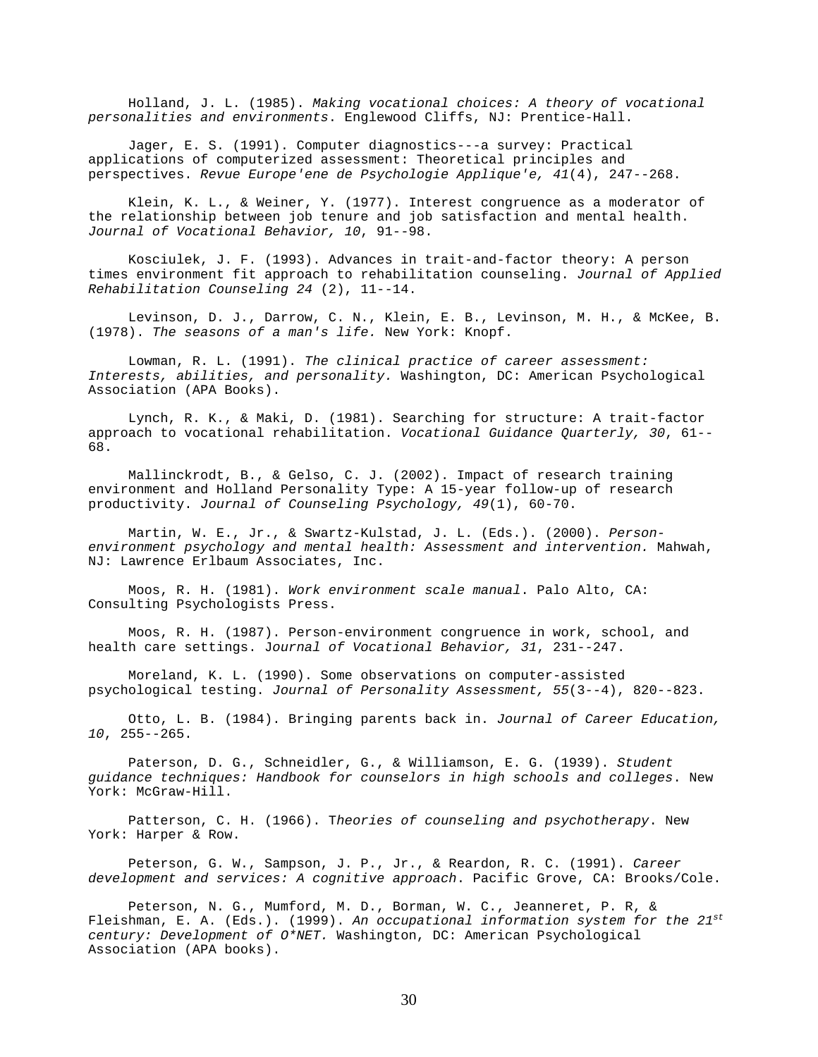Holland, J. L. (1985). *Making vocational choices: A theory of vocational personalities and environments*. Englewood Cliffs, NJ: Prentice-Hall.

Jager, E. S. (1991). Computer diagnostics---a survey: Practical applications of computerized assessment: Theoretical principles and perspectives. *Revue Europe'ene de Psychologie Applique'e, 41*(4), 247--268.

Klein, K. L., & Weiner, Y. (1977). Interest congruence as a moderator of the relationship between job tenure and job satisfaction and mental health. *Journal of Vocational Behavior, 10*, 91--98.

Kosciulek, J. F. (1993). Advances in trait-and-factor theory: A person times environment fit approach to rehabilitation counseling. *Journal of Applied Rehabilitation Counseling 24* (2), 11--14.

Levinson, D. J., Darrow, C. N., Klein, E. B., Levinson, M. H., & McKee, B. (1978). *The seasons of a man's life.* New York: Knopf.

Lowman, R. L. (1991). *The clinical practice of career assessment: Interests, abilities, and personality.* Washington, DC: American Psychological Association (APA Books).

Lynch, R. K., & Maki, D. (1981). Searching for structure: A trait-factor approach to vocational rehabilitation. *Vocational Guidance Quarterly, 30*, 61--68.

Mallinckrodt, B., & Gelso, C. J. (2002). Impact of research training environment and Holland Personality Type: A 15-year follow-up of research productivity. *Journal of Counseling Psychology, 49*(1), 60-70.

Martin, W. E., Jr., & Swartz-Kulstad, J. L. (Eds.). (2000). *Person-environment psychology and mental health: Assessment and intervention.* Mahwah, NJ: Lawrence Erlbaum Associates, Inc.

Moos, R. H. (1981). *Work environment scale manual*. Palo Alto, CA: Consulting Psychologists Press.

Moos, R. H. (1987). Person-environment congruence in work, school, and health care settings. J*ournal of Vocational Behavior, 31*, 231--247.

Moreland, K. L. (1990). Some observations on computer-assisted psychological testing. *Journal of Personality Assessment, 55*(3--4), 820--823.

Otto, L. B. (1984). Bringing parents back in. *Journal of Career Education, 10*, 255--265.

Paterson, D. G., Schneidler, G., & Williamson, E. G. (1939). *Student guidance techniques: Handbook for counselors in high schools and colleges*. New York: McGraw-Hill.

Patterson, C. H. (1966). T*heories of counseling and psychotherapy*. New York: Harper & Row.

Peterson, G. W., Sampson, J. P., Jr., & Reardon, R. C. (1991). *Career development and services: A cognitive approach*. Pacific Grove, CA: Brooks/Cole.

Peterson, N. G., Mumford, M. D., Borman, W. C., Jeanneret, P. R, & Fleishman, E. A. (Eds.). (1999). *An occupational information system for the 21st century: Development of O*NET.* Washington, DC: American Psychological Association (APA books).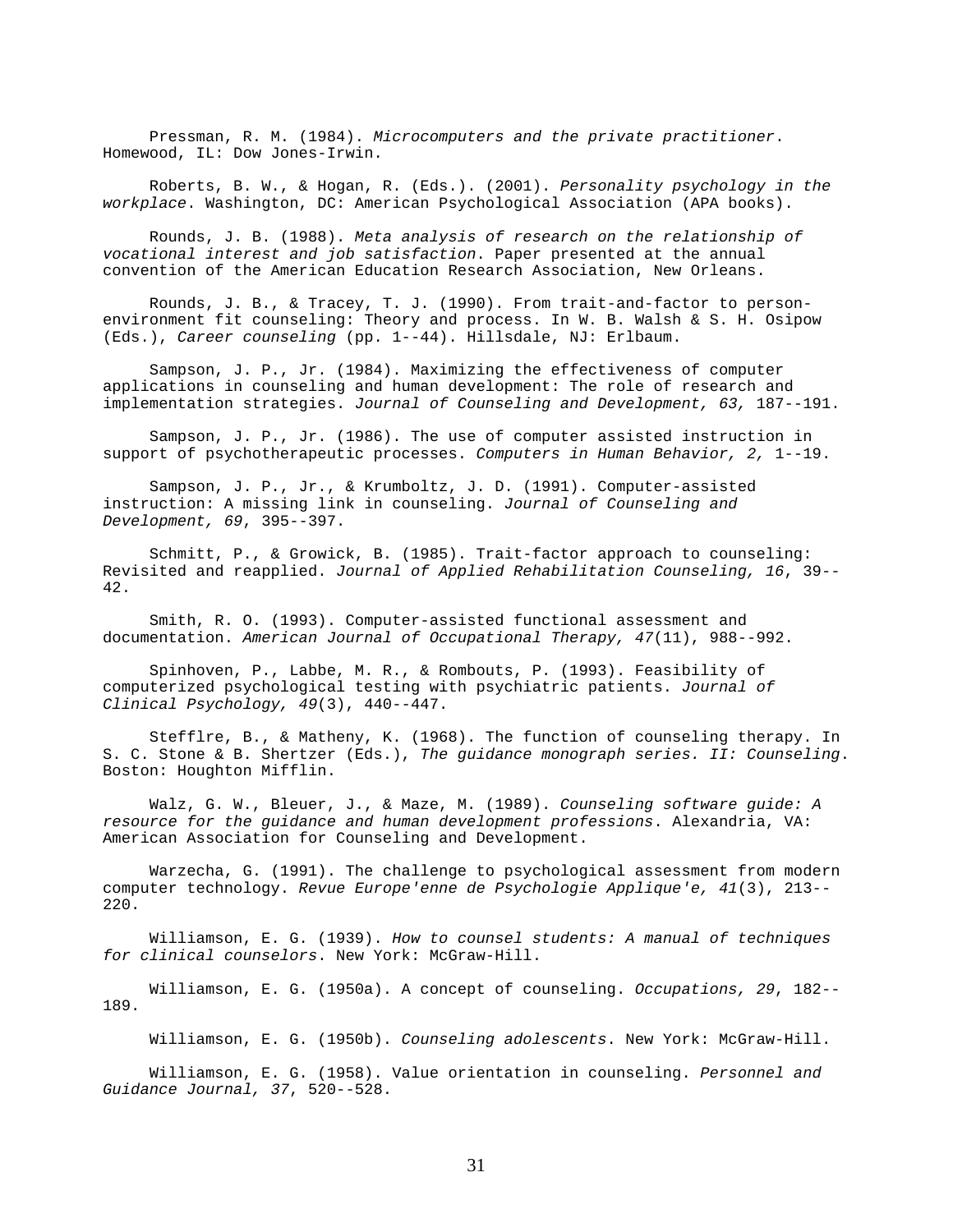Pressman, R. M. (1984). *Microcomputers and the private practitioner*. Homewood, IL: Dow Jones-Irwin.

Roberts, B. W., & Hogan, R. (Eds.). (2001). *Personality psychology in the workplace*. Washington, DC: American Psychological Association (APA books).

Rounds, J. B. (1988). *Meta analysis of research on the relationship of vocational interest and job satisfaction*. Paper presented at the annual convention of the American Education Research Association, New Orleans.

Rounds, J. B., & Tracey, T. J. (1990). From trait-and-factor to person-environment fit counseling: Theory and process. In W. B. Walsh & S. H. Osipow (Eds.), *Career counseling* (pp. 1--44). Hillsdale, NJ: Erlbaum.

Sampson, J. P., Jr. (1984). Maximizing the effectiveness of computer applications in counseling and human development: The role of research and implementation strategies. *Journal of Counseling and Development, 63,* 187--191.

Sampson, J. P., Jr. (1986). The use of computer assisted instruction in support of psychotherapeutic processes. *Computers in Human Behavior, 2,* 1--19.

Sampson, J. P., Jr., & Krumboltz, J. D. (1991). Computer-assisted instruction: A missing link in counseling. *Journal of Counseling and Development, 69*, 395--397.

Schmitt, P., & Growick, B. (1985). Trait-factor approach to counseling: Revisited and reapplied. *Journal of Applied Rehabilitation Counseling, 16*, 39--42.

Smith, R. O. (1993). Computer-assisted functional assessment and documentation. *American Journal of Occupational Therapy, 47*(11), 988--992.

Spinhoven, P., Labbe, M. R., & Rombouts, P. (1993). Feasibility of computerized psychological testing with psychiatric patients. *Journal of Clinical Psychology, 49*(3), 440--447.

Stefflre, B., & Matheny, K. (1968). The function of counseling therapy. In S. C. Stone & B. Shertzer (Eds.), *The guidance monograph series. II: Counseling*. Boston: Houghton Mifflin.

Walz, G. W., Bleuer, J., & Maze, M. (1989). *Counseling software guide: A resource for the guidance and human development professions*. Alexandria, VA: American Association for Counseling and Development.

Warzecha, G. (1991). The challenge to psychological assessment from modern computer technology. *Revue Europe'enne de Psychologie Applique'e, 41*(3), 213--220.

Williamson, E. G. (1939). *How to counsel students: A manual of techniques for clinical counselors*. New York: McGraw-Hill.

Williamson, E. G. (1950a). A concept of counseling. *Occupations, 29*, 182--189.

Williamson, E. G. (1950b). *Counseling adolescents*. New York: McGraw-Hill.

Williamson, E. G. (1958). Value orientation in counseling. *Personnel and Guidance Journal, 37*, 520--528.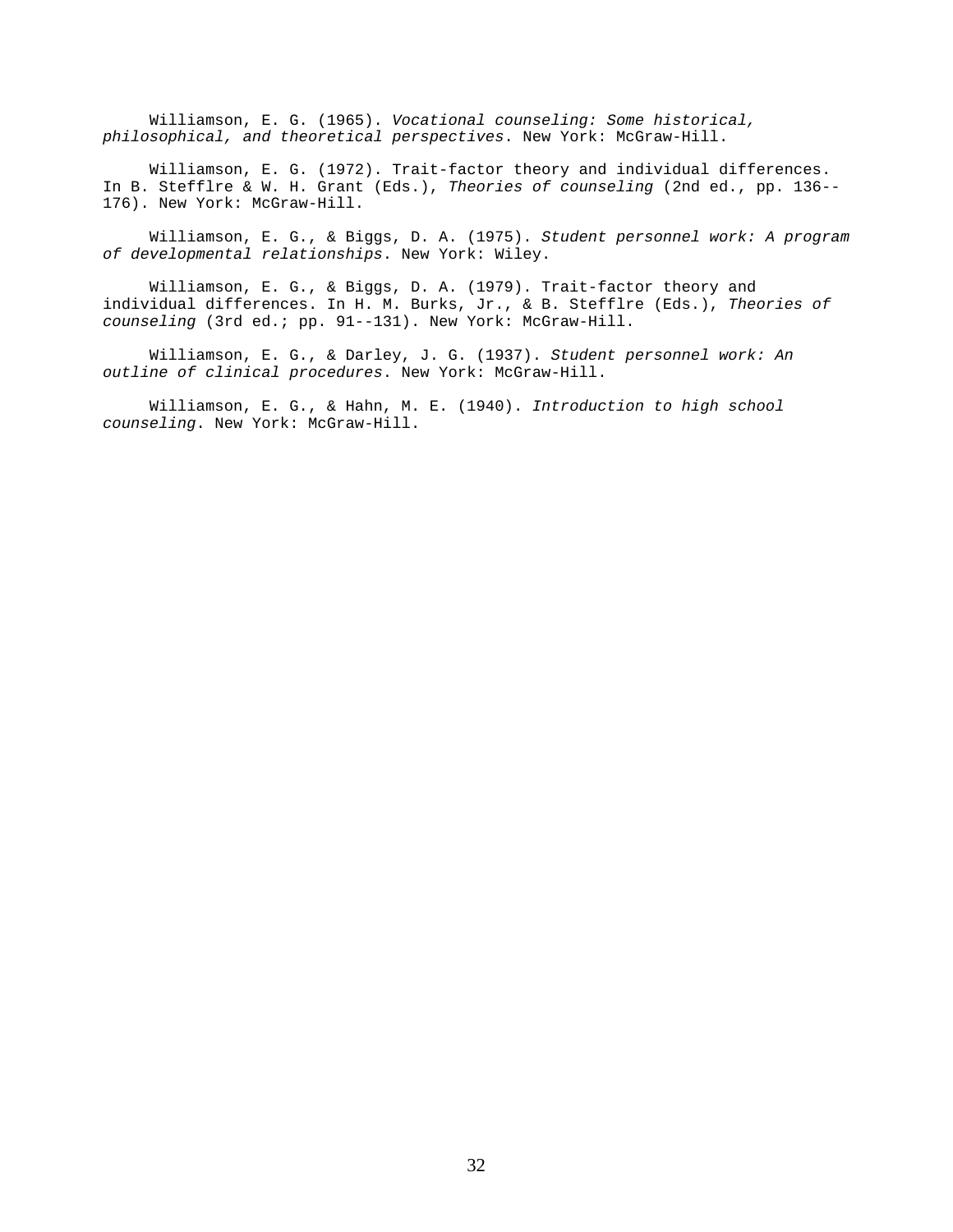Williamson, E. G. (1965). *Vocational counseling: Some historical, philosophical, and theoretical perspectives*. New York: McGraw-Hill.

Williamson, E. G. (1972). Trait-factor theory and individual differences. In B. Stefflre & W. H. Grant (Eds.), *Theories of counseling* (2nd ed., pp. 136--176). New York: McGraw-Hill.

Williamson, E. G., & Biggs, D. A. (1975). *Student personnel work: A program of developmental relationships*. New York: Wiley.

Williamson, E. G., & Biggs, D. A. (1979). Trait-factor theory and individual differences. In H. M. Burks, Jr., & B. Stefflre (Eds.), *Theories of counseling* (3rd ed.; pp. 91--131). New York: McGraw-Hill.

Williamson, E. G., & Darley, J. G. (1937). *Student personnel work: An outline of clinical procedures*. New York: McGraw-Hill.

Williamson, E. G., & Hahn, M. E. (1940). *Introduction to high school counseling*. New York: McGraw-Hill.